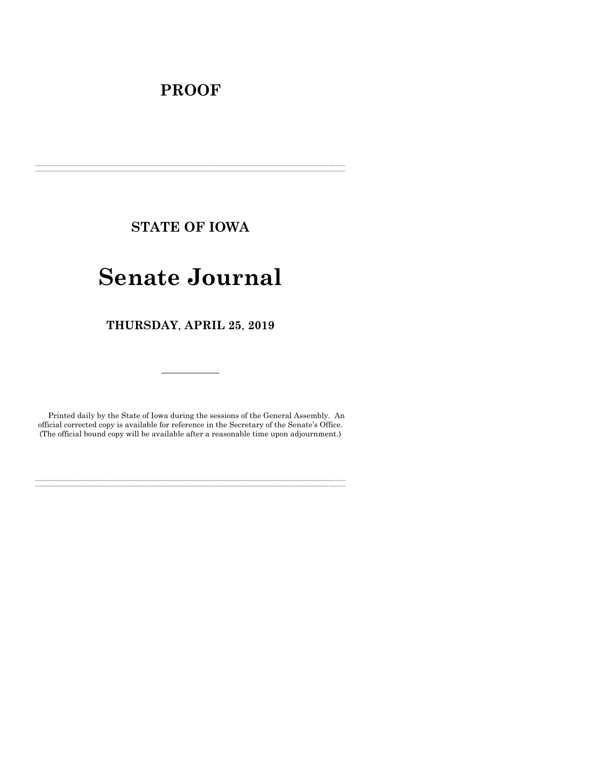# PROOF

---

## STATE OF IOWA

# Senate Journal

## THURSDAY, APRIL 25, 2019

---

Printed daily by the State of Iowa during the sessions of the General Assembly. An official corrected copy is available for reference in the Secretary of the Senate's Office. (The official bound copy will be available after a reasonable time upon adjournment.)

---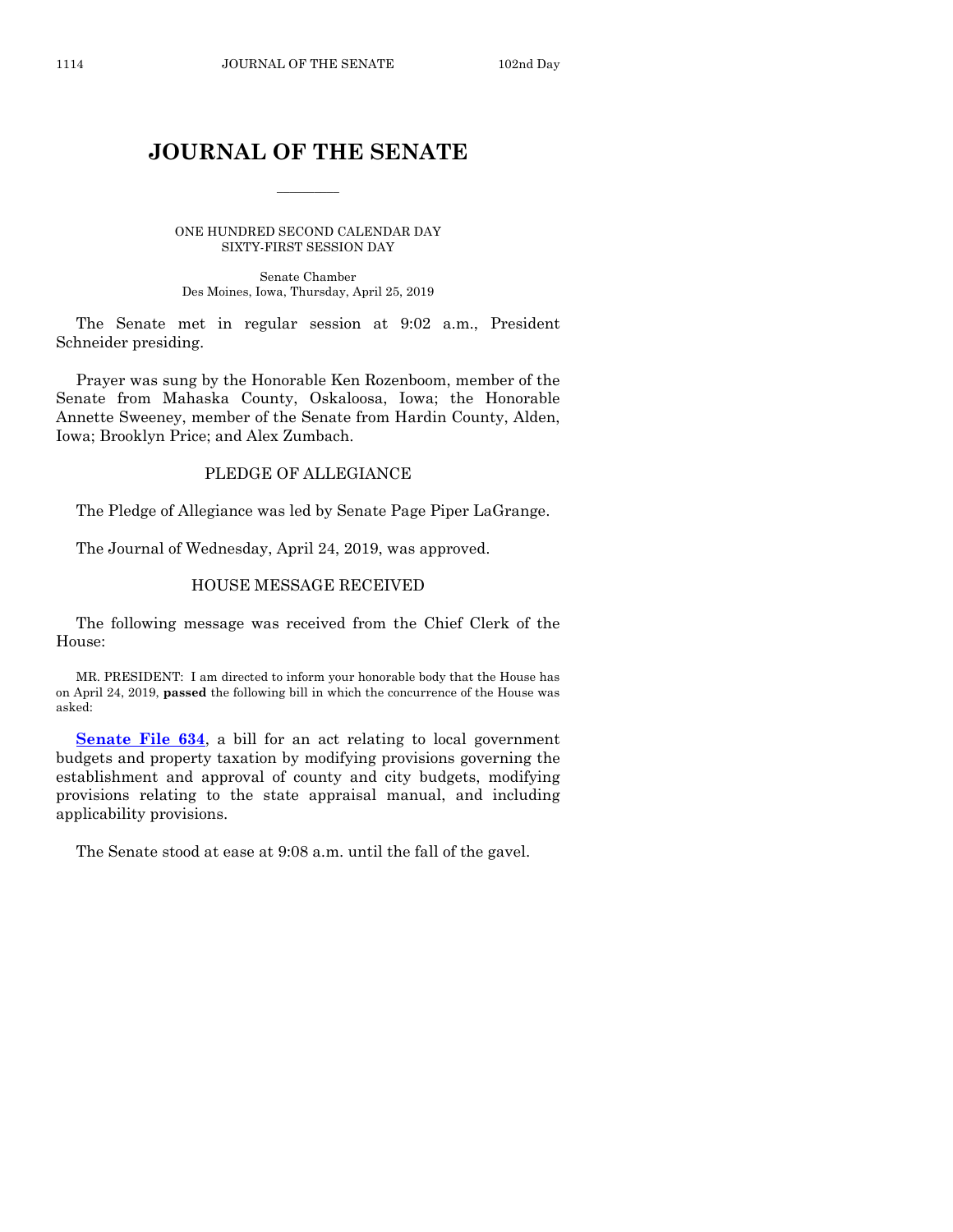# JOURNAL OF THE SENATE

ONE HUNDRED SECOND CALENDAR DAY
SIXTY-FIRST SESSION DAY

Senate Chamber
Des Moines, Iowa, Thursday, April 25, 2019

The Senate met in regular session at 9:02 a.m., President Schneider presiding.

Prayer was sung by the Honorable Ken Rozenboom, member of the Senate from Mahaska County, Oskaloosa, Iowa; the Honorable Annette Sweeney, member of the Senate from Hardin County, Alden, Iowa; Brooklyn Price; and Alex Zumbach.

## PLEDGE OF ALLEGIANCE

The Pledge of Allegiance was led by Senate Page Piper LaGrange.

The Journal of Wednesday, April 24, 2019, was approved.

## HOUSE MESSAGE RECEIVED

The following message was received from the Chief Clerk of the House:

MR. PRESIDENT: I am directed to inform your honorable body that the House has on April 24, 2019, **passed** the following bill in which the concurrence of the House was asked:

**Senate File 634**, a bill for an act relating to local government budgets and property taxation by modifying provisions governing the establishment and approval of county and city budgets, modifying provisions relating to the state appraisal manual, and including applicability provisions.

The Senate stood at ease at 9:08 a.m. until the fall of the gavel.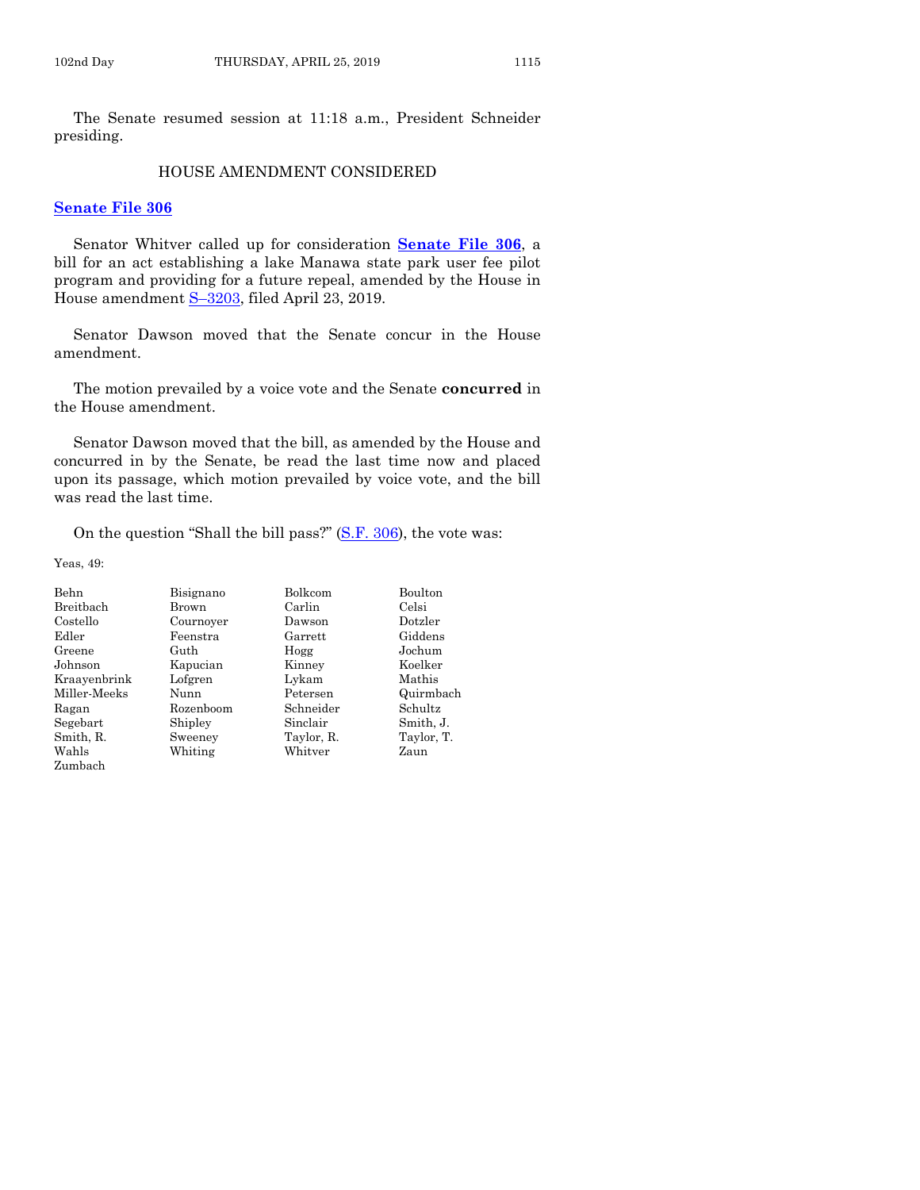The Senate resumed session at 11:18 a.m., President Schneider presiding.

## HOUSE AMENDMENT CONSIDERED

**Senate File 306**

Senator Whitver called up for consideration **Senate File 306**, a bill for an act establishing a lake Manawa state park user fee pilot program and providing for a future repeal, amended by the House in House amendment S–3203, filed April 23, 2019.

Senator Dawson moved that the Senate concur in the House amendment.

The motion prevailed by a voice vote and the Senate **concurred** in the House amendment.

Senator Dawson moved that the bill, as amended by the House and concurred in by the Senate, be read the last time now and placed upon its passage, which motion prevailed by voice vote, and the bill was read the last time.

On the question "Shall the bill pass?" (S.F. 306), the vote was:

Yeas, 49:

| | | | |
|---|---|---|---|
| Behn | Bisignano | Bolkcom | Boulton |
| Breitbach | Brown | Carlin | Celsi |
| Costello | Cournoyer | Dawson | Dotzler |
| Edler | Feenstra | Garrett | Giddens |
| Greene | Guth | Hogg | Jochum |
| Johnson | Kapucian | Kinney | Koelker |
| Kraayenbrink | Lofgren | Lykam | Mathis |
| Miller-Meeks | Nunn | Petersen | Quirmbach |
| Ragan | Rozenboom | Schneider | Schultz |
| Segebart | Shipley | Sinclair | Smith, J. |
| Smith, R. | Sweeney | Taylor, R. | Taylor, T. |
| Wahls | Whiting | Whitver | Zaun |
| Zumbach | | | |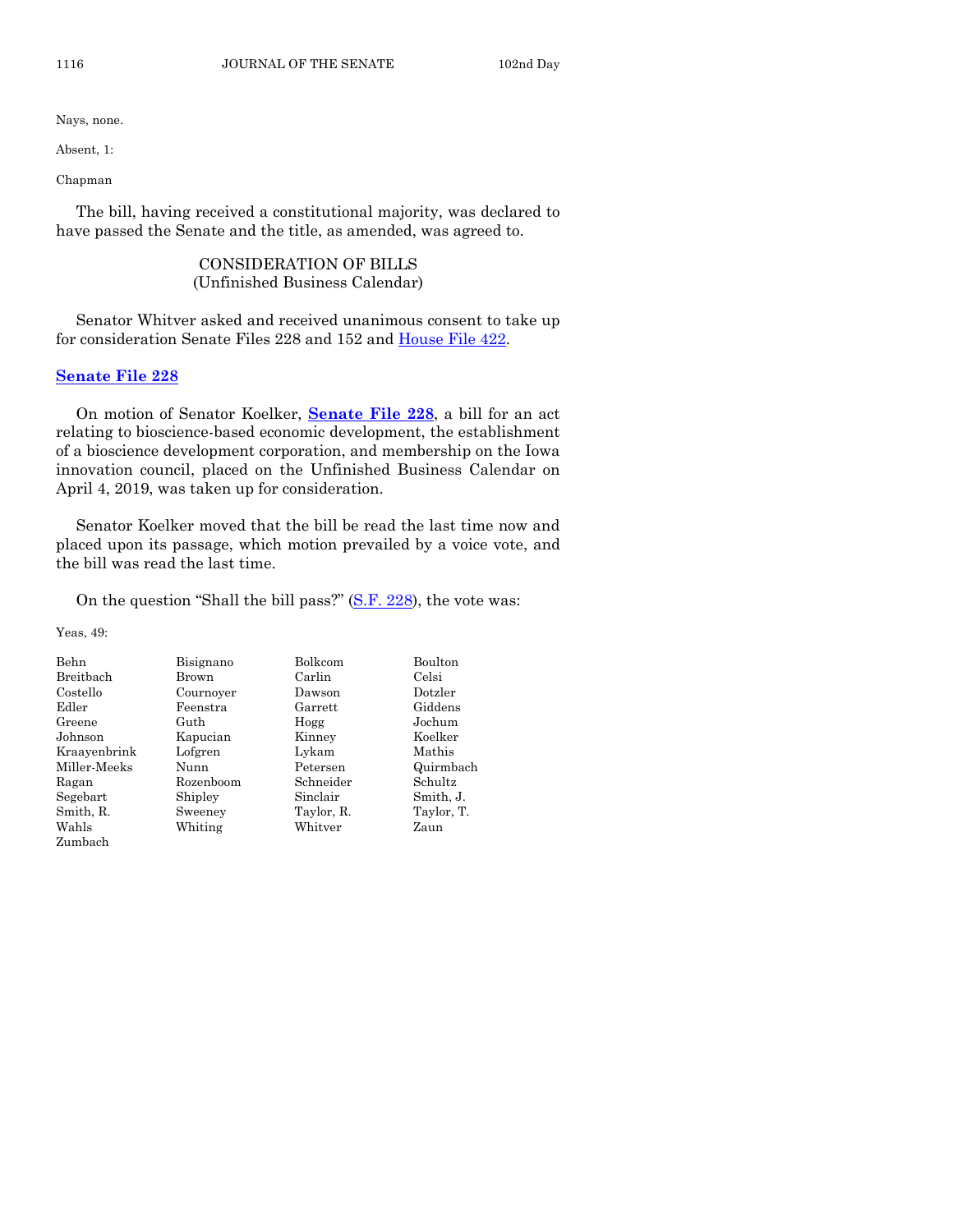Nays, none.

Absent, 1:

Chapman

The bill, having received a constitutional majority, was declared to have passed the Senate and the title, as amended, was agreed to.

## CONSIDERATION OF BILLS
(Unfinished Business Calendar)

Senator Whitver asked and received unanimous consent to take up for consideration Senate Files 228 and 152 and House File 422.

### Senate File 228

On motion of Senator Koelker, **Senate File 228**, a bill for an act relating to bioscience-based economic development, the establishment of a bioscience development corporation, and membership on the Iowa innovation council, placed on the Unfinished Business Calendar on April 4, 2019, was taken up for consideration.

Senator Koelker moved that the bill be read the last time now and placed upon its passage, which motion prevailed by a voice vote, and the bill was read the last time.

On the question "Shall the bill pass?" (S.F. 228), the vote was:

Yeas, 49:

| | | | |
|---|---|---|---|
| Behn | Bisignano | Bolkcom | Boulton |
| Breitbach | Brown | Carlin | Celsi |
| Costello | Cournoyer | Dawson | Dotzler |
| Edler | Feenstra | Garrett | Giddens |
| Greene | Guth | Hogg | Jochum |
| Johnson | Kapucian | Kinney | Koelker |
| Kraayenbrink | Lofgren | Lykam | Mathis |
| Miller-Meeks | Nunn | Petersen | Quirmbach |
| Ragan | Rozenboom | Schneider | Schultz |
| Segebart | Shipley | Sinclair | Smith, J. |
| Smith, R. | Sweeney | Taylor, R. | Taylor, T. |
| Wahls | Whiting | Whitver | Zaun |
| Zumbach | | | |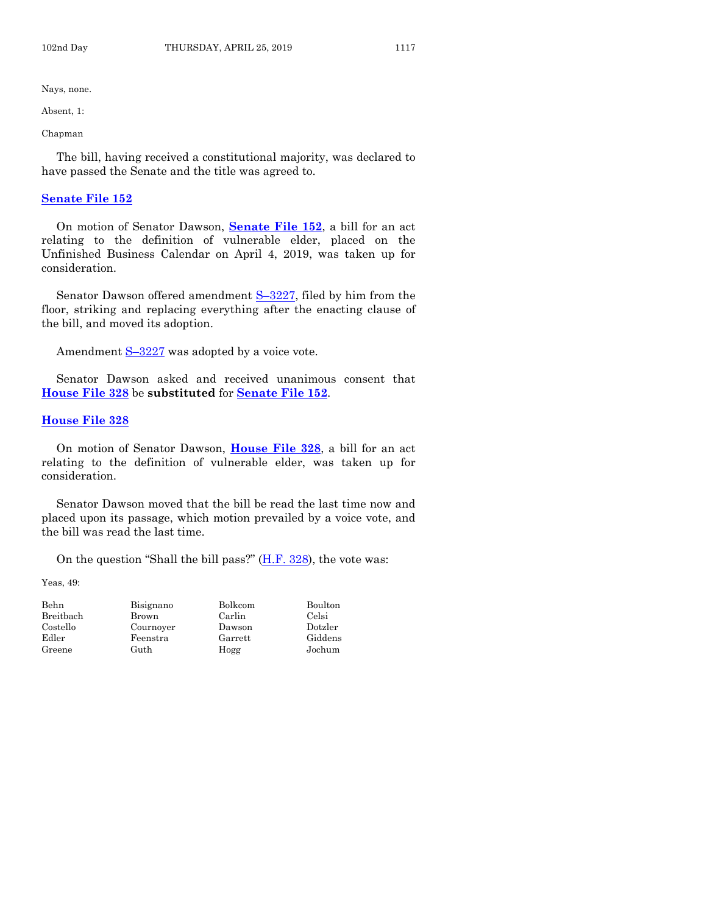Nays, none.

Absent, 1:

Chapman

The bill, having received a constitutional majority, was declared to have passed the Senate and the title was agreed to.

## Senate File 152

On motion of Senator Dawson, **Senate File 152**, a bill for an act relating to the definition of vulnerable elder, placed on the Unfinished Business Calendar on April 4, 2019, was taken up for consideration.

Senator Dawson offered amendment S–3227, filed by him from the floor, striking and replacing everything after the enacting clause of the bill, and moved its adoption.

Amendment S–3227 was adopted by a voice vote.

Senator Dawson asked and received unanimous consent that **House File 328** be **substituted** for **Senate File 152**.

## House File 328

On motion of Senator Dawson, **House File 328**, a bill for an act relating to the definition of vulnerable elder, was taken up for consideration.

Senator Dawson moved that the bill be read the last time now and placed upon its passage, which motion prevailed by a voice vote, and the bill was read the last time.

On the question "Shall the bill pass?" (H.F. 328), the vote was:

Yeas, 49:

| | | | |
|---|---|---|---|
| Behn | Bisignano | Bolkcom | Boulton |
| Breitbach | Brown | Carlin | Celsi |
| Costello | Cournoyer | Dawson | Dotzler |
| Edler | Feenstra | Garrett | Giddens |
| Greene | Guth | Hogg | Jochum |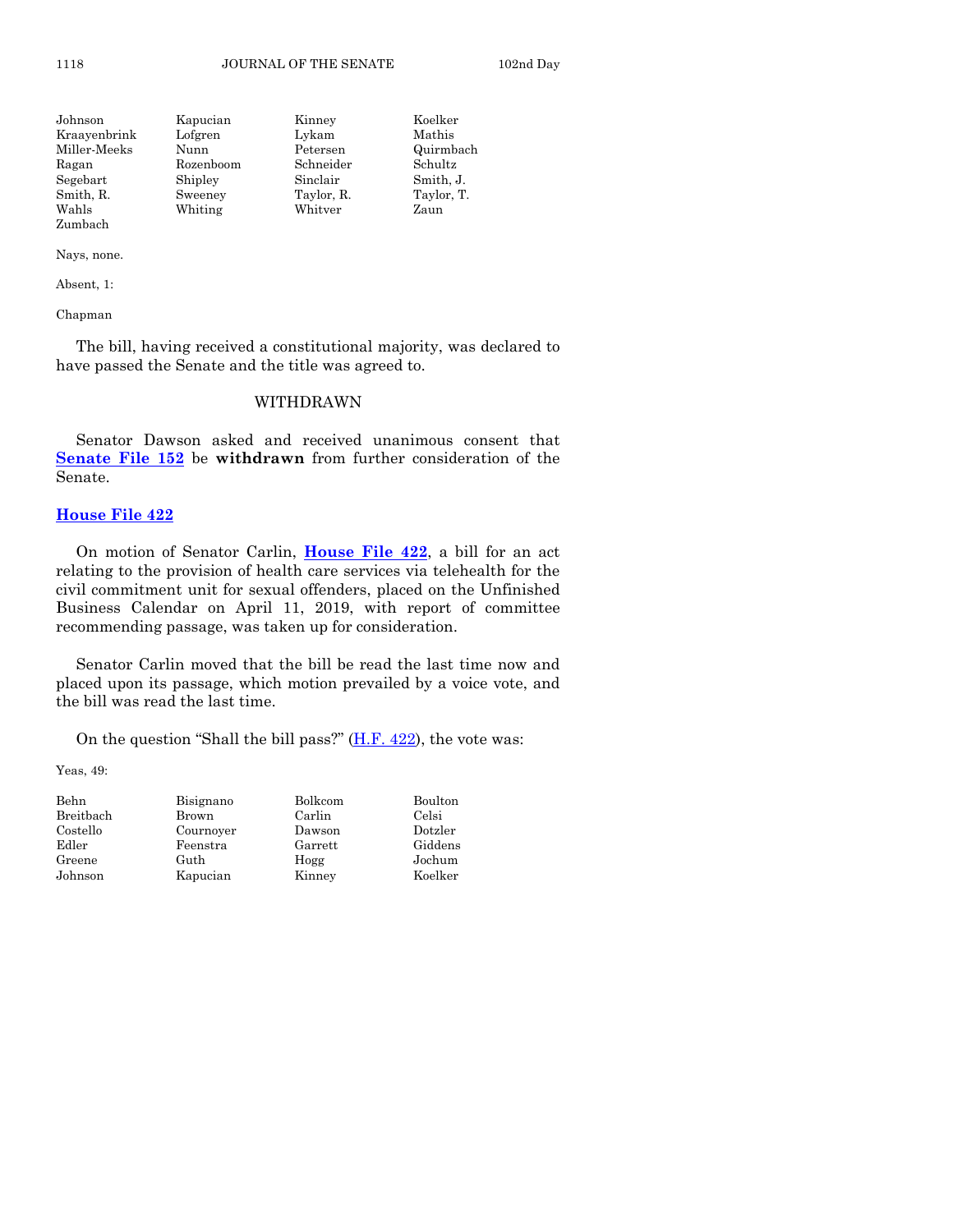| | | | |
|---|---|---|---|
| Johnson | Kapucian | Kinney | Koelker |
| Kraayenbrink | Lofgren | Lykam | Mathis |
| Miller-Meeks | Nunn | Petersen | Quirmbach |
| Ragan | Rozenboom | Schneider | Schultz |
| Segebart | Shipley | Sinclair | Smith, J. |
| Smith, R. | Sweeney | Taylor, R. | Taylor, T. |
| Wahls | Whiting | Whitver | Zaun |
| Zumbach | | | |

Nays, none.

Absent, 1:

Chapman

The bill, having received a constitutional majority, was declared to have passed the Senate and the title was agreed to.

## WITHDRAWN

Senator Dawson asked and received unanimous consent that **Senate File 152** be **withdrawn** from further consideration of the Senate.

## House File 422

On motion of Senator Carlin, **House File 422**, a bill for an act relating to the provision of health care services via telehealth for the civil commitment unit for sexual offenders, placed on the Unfinished Business Calendar on April 11, 2019, with report of committee recommending passage, was taken up for consideration.

Senator Carlin moved that the bill be read the last time now and placed upon its passage, which motion prevailed by a voice vote, and the bill was read the last time.

On the question "Shall the bill pass?" (H.F. 422), the vote was:

Yeas, 49:

| | | | |
|---|---|---|---|
| Behn | Bisignano | Bolkcom | Boulton |
| Breitbach | Brown | Carlin | Celsi |
| Costello | Cournoyer | Dawson | Dotzler |
| Edler | Feenstra | Garrett | Giddens |
| Greene | Guth | Hogg | Jochum |
| Johnson | Kapucian | Kinney | Koelker |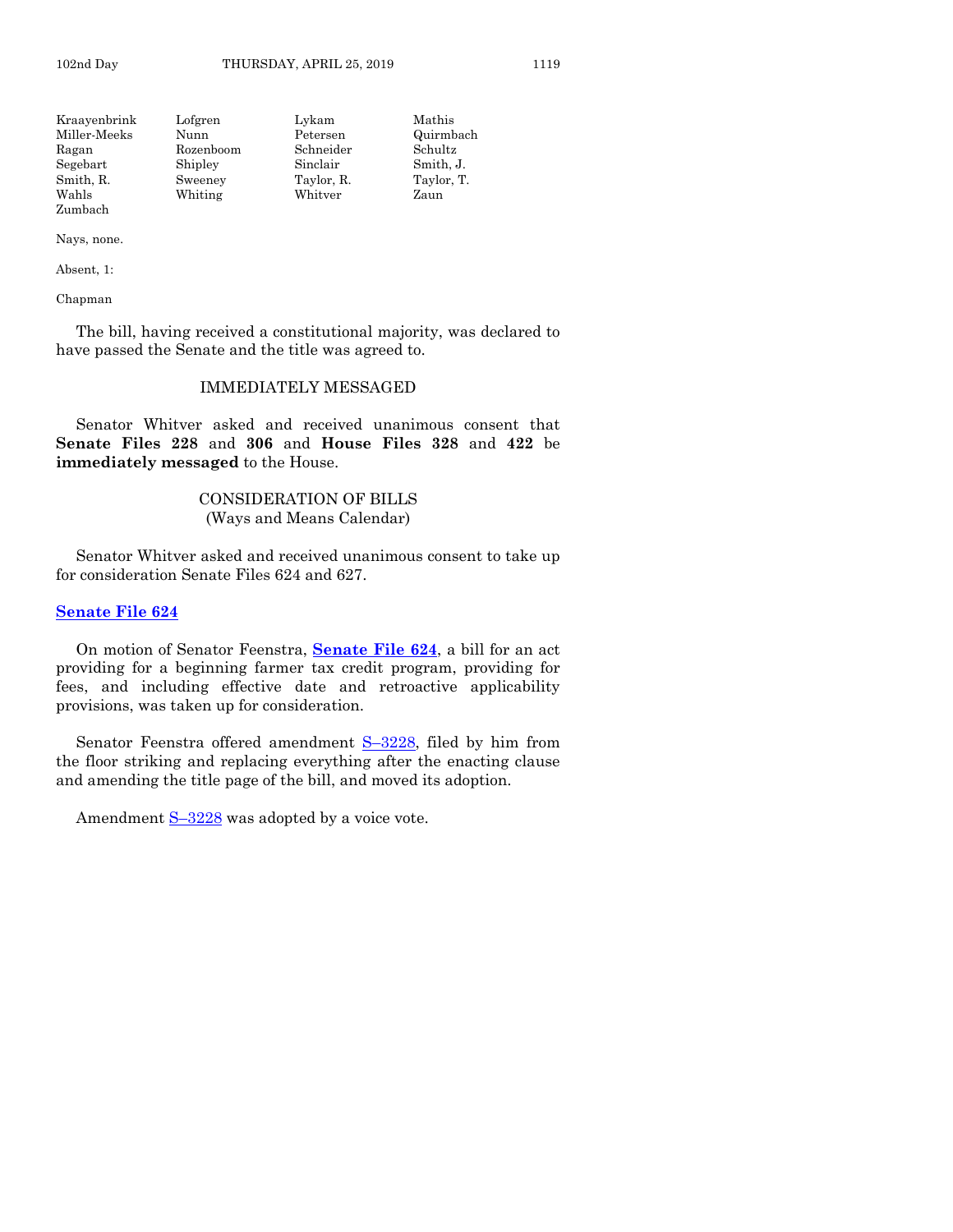| | | | |
|---|---|---|---|
| Kraayenbrink | Lofgren | Lykam | Mathis |
| Miller-Meeks | Nunn | Petersen | Quirmbach |
| Ragan | Rozenboom | Schneider | Schultz |
| Segebart | Shipley | Sinclair | Smith, J. |
| Smith, R. | Sweeney | Taylor, R. | Taylor, T. |
| Wahls | Whiting | Whitver | Zaun |
| Zumbach | | | |

Nays, none.

Absent, 1:

Chapman

The bill, having received a constitutional majority, was declared to have passed the Senate and the title was agreed to.

## IMMEDIATELY MESSAGED

Senator Whitver asked and received unanimous consent that **Senate Files 228** and **306** and **House Files 328** and **422** be **immediately messaged** to the House.

## CONSIDERATION OF BILLS
(Ways and Means Calendar)

Senator Whitver asked and received unanimous consent to take up for consideration Senate Files 624 and 627.

### Senate File 624

On motion of Senator Feenstra, **Senate File 624**, a bill for an act providing for a beginning farmer tax credit program, providing for fees, and including effective date and retroactive applicability provisions, was taken up for consideration.

Senator Feenstra offered amendment S–3228, filed by him from the floor striking and replacing everything after the enacting clause and amending the title page of the bill, and moved its adoption.

Amendment S–3228 was adopted by a voice vote.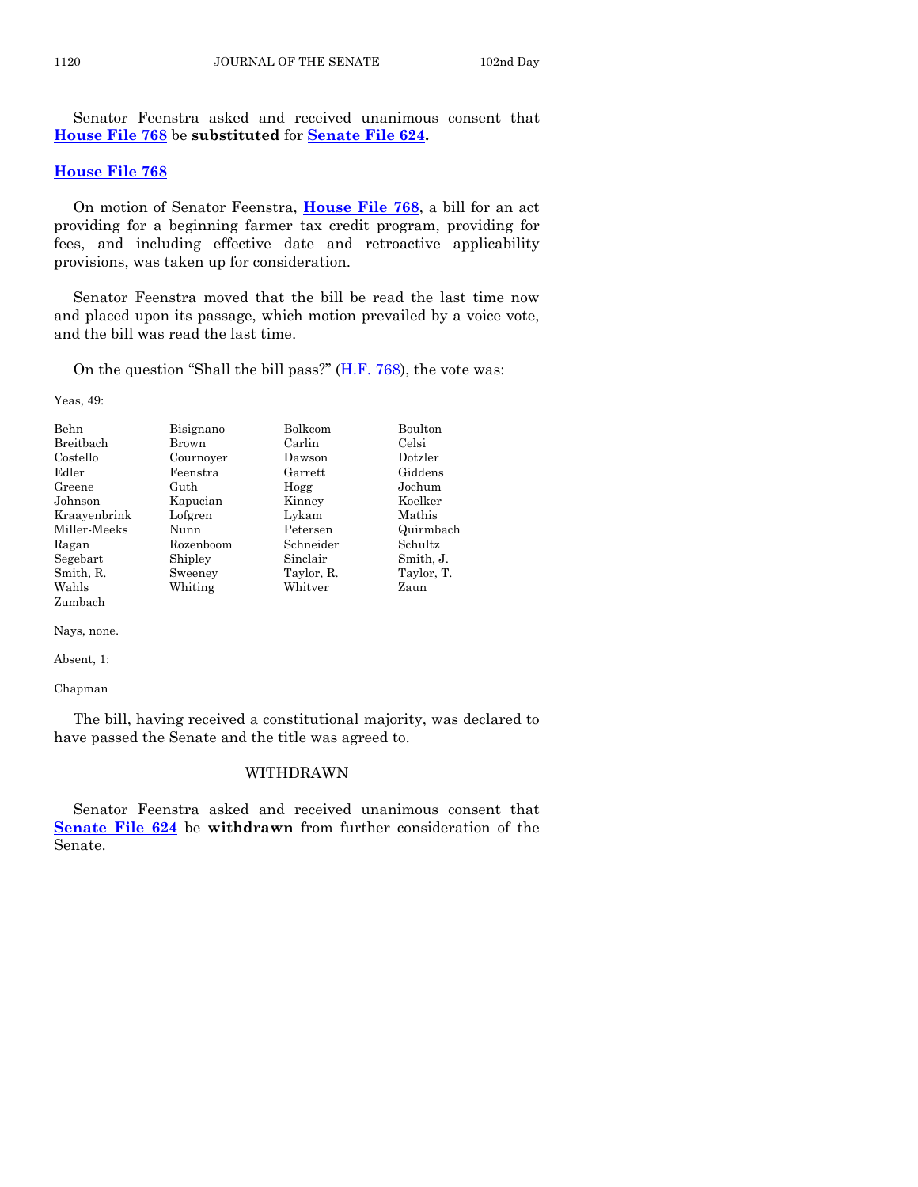Senator Feenstra asked and received unanimous consent that **House File 768** be **substituted** for **Senate File 624.**

**House File 768**

On motion of Senator Feenstra, **House File 768**, a bill for an act providing for a beginning farmer tax credit program, providing for fees, and including effective date and retroactive applicability provisions, was taken up for consideration.

Senator Feenstra moved that the bill be read the last time now and placed upon its passage, which motion prevailed by a voice vote, and the bill was read the last time.

On the question "Shall the bill pass?" (H.F. 768), the vote was:

Yeas, 49:

| | | | |
|---|---|---|---|
| Behn | Bisignano | Bolkcom | Boulton |
| Breitbach | Brown | Carlin | Celsi |
| Costello | Cournoyer | Dawson | Dotzler |
| Edler | Feenstra | Garrett | Giddens |
| Greene | Guth | Hogg | Jochum |
| Johnson | Kapucian | Kinney | Koelker |
| Kraayenbrink | Lofgren | Lykam | Mathis |
| Miller-Meeks | Nunn | Petersen | Quirmbach |
| Ragan | Rozenboom | Schneider | Schultz |
| Segebart | Shipley | Sinclair | Smith, J. |
| Smith, R. | Sweeney | Taylor, R. | Taylor, T. |
| Wahls | Whiting | Whitver | Zaun |
| Zumbach | | | |

Nays, none.

Absent, 1:

Chapman

The bill, having received a constitutional majority, was declared to have passed the Senate and the title was agreed to.

## WITHDRAWN

Senator Feenstra asked and received unanimous consent that **Senate File 624** be **withdrawn** from further consideration of the Senate.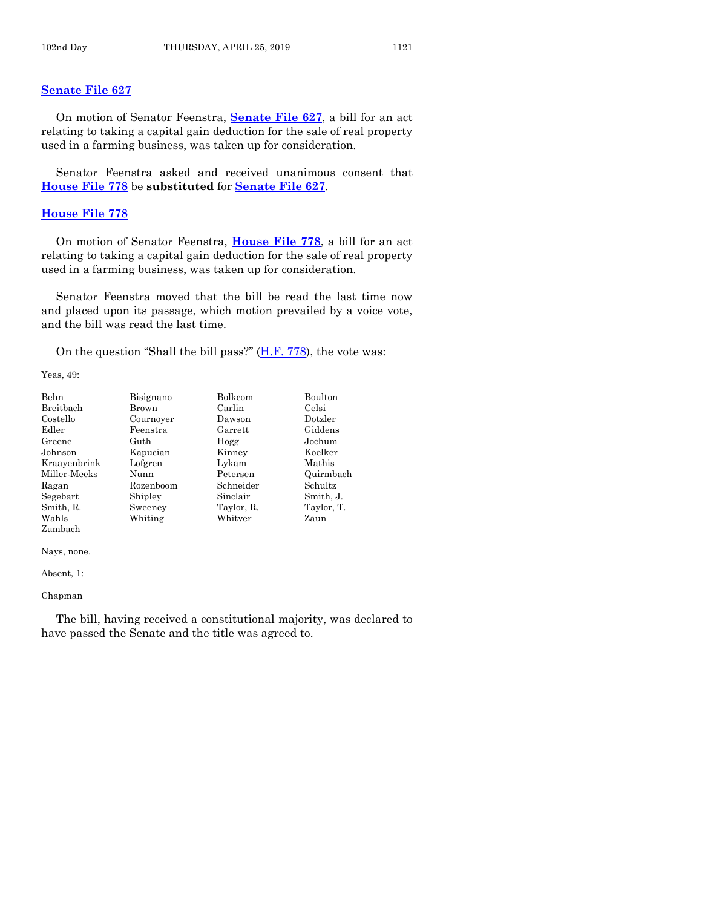## Senate File 627

On motion of Senator Feenstra, **Senate File 627**, a bill for an act relating to taking a capital gain deduction for the sale of real property used in a farming business, was taken up for consideration.

Senator Feenstra asked and received unanimous consent that **House File 778** be **substituted** for **Senate File 627**.

## House File 778

On motion of Senator Feenstra, **House File 778**, a bill for an act relating to taking a capital gain deduction for the sale of real property used in a farming business, was taken up for consideration.

Senator Feenstra moved that the bill be read the last time now and placed upon its passage, which motion prevailed by a voice vote, and the bill was read the last time.

On the question "Shall the bill pass?" (H.F. 778), the vote was:

Yeas, 49:

| | | | |
|---|---|---|---|
| Behn | Bisignano | Bolkcom | Boulton |
| Breitbach | Brown | Carlin | Celsi |
| Costello | Cournoyer | Dawson | Dotzler |
| Edler | Feenstra | Garrett | Giddens |
| Greene | Guth | Hogg | Jochum |
| Johnson | Kapucian | Kinney | Koelker |
| Kraayenbrink | Lofgren | Lykam | Mathis |
| Miller-Meeks | Nunn | Petersen | Quirmbach |
| Ragan | Rozenboom | Schneider | Schultz |
| Segebart | Shipley | Sinclair | Smith, J. |
| Smith, R. | Sweeney | Taylor, R. | Taylor, T. |
| Wahls | Whiting | Whitver | Zaun |
| Zumbach | | | |

Nays, none.

Absent, 1:

Chapman

The bill, having received a constitutional majority, was declared to have passed the Senate and the title was agreed to.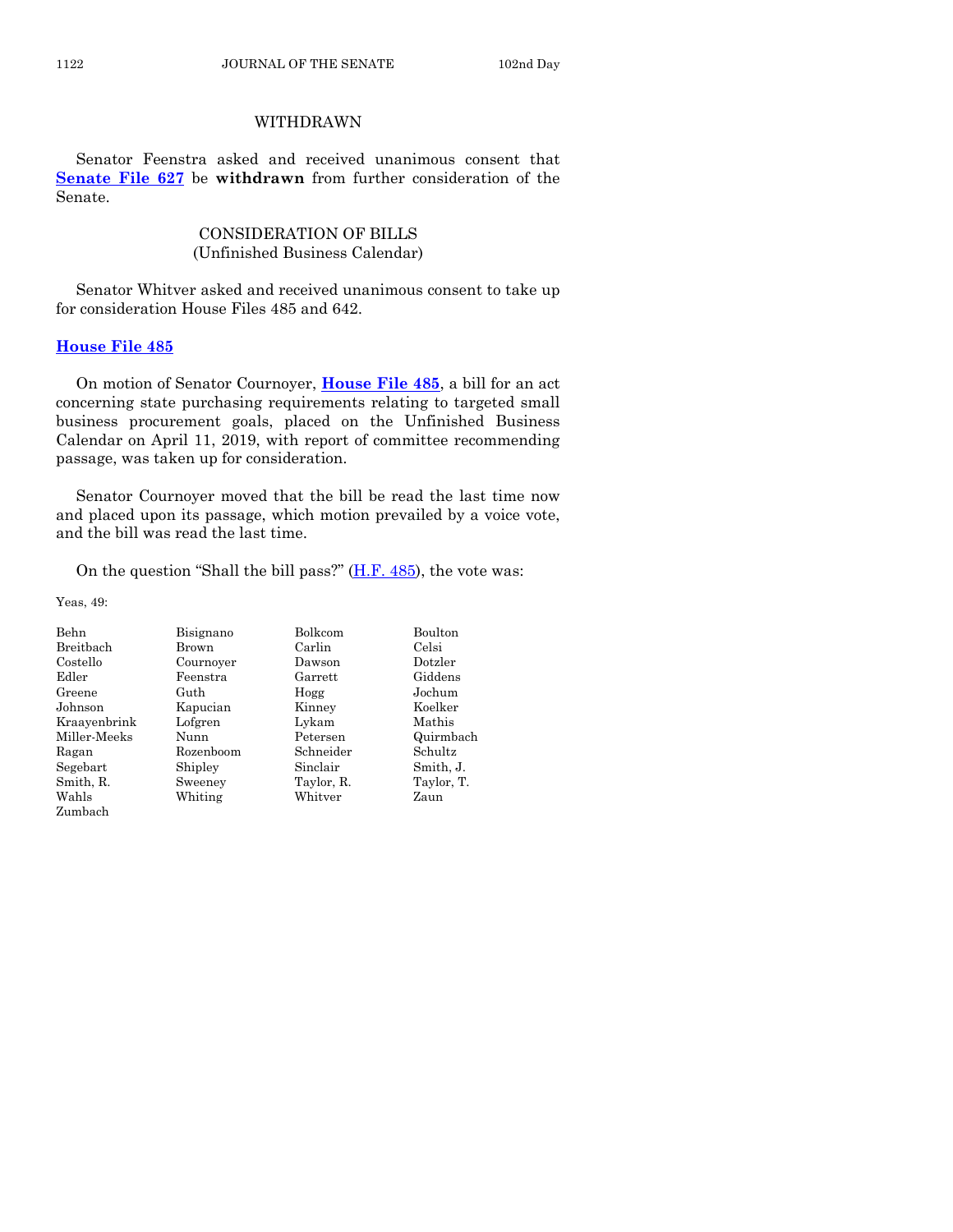WITHDRAWN

Senator Feenstra asked and received unanimous consent that **Senate File 627** be **withdrawn** from further consideration of the Senate.

CONSIDERATION OF BILLS
(Unfinished Business Calendar)

Senator Whitver asked and received unanimous consent to take up for consideration House Files 485 and 642.

**House File 485**

On motion of Senator Cournoyer, **House File 485**, a bill for an act concerning state purchasing requirements relating to targeted small business procurement goals, placed on the Unfinished Business Calendar on April 11, 2019, with report of committee recommending passage, was taken up for consideration.

Senator Cournoyer moved that the bill be read the last time now and placed upon its passage, which motion prevailed by a voice vote, and the bill was read the last time.

On the question "Shall the bill pass?" (H.F. 485), the vote was:

Yeas, 49:

| | | | |
|---|---|---|---|
| Behn | Bisignano | Bolkcom | Boulton |
| Breitbach | Brown | Carlin | Celsi |
| Costello | Cournoyer | Dawson | Dotzler |
| Edler | Feenstra | Garrett | Giddens |
| Greene | Guth | Hogg | Jochum |
| Johnson | Kapucian | Kinney | Koelker |
| Kraayenbrink | Lofgren | Lykam | Mathis |
| Miller-Meeks | Nunn | Petersen | Quirmbach |
| Ragan | Rozenboom | Schneider | Schultz |
| Segebart | Shipley | Sinclair | Smith, J. |
| Smith, R. | Sweeney | Taylor, R. | Taylor, T. |
| Wahls | Whiting | Whitver | Zaun |
| Zumbach | | | |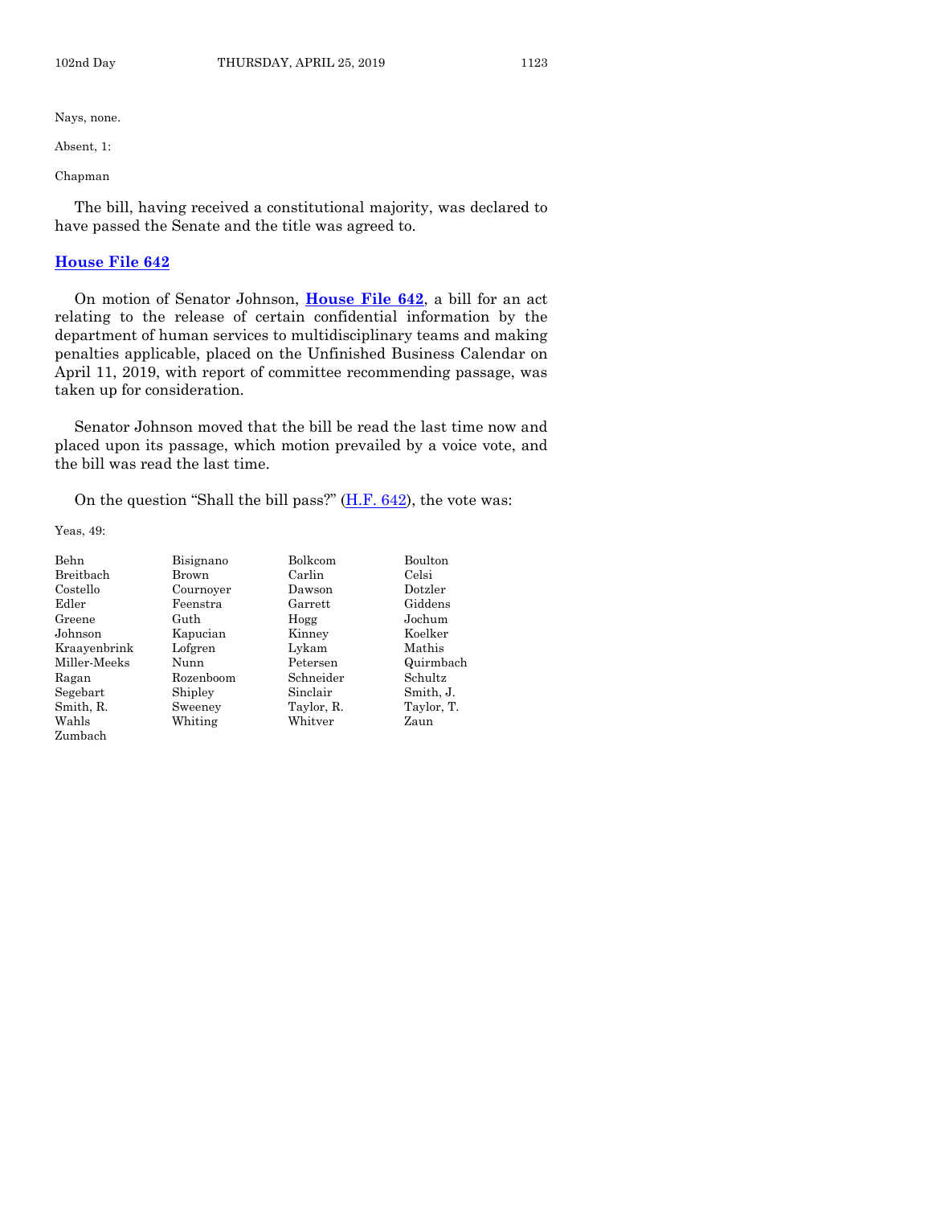Nays, none.

Absent, 1:

Chapman

The bill, having received a constitutional majority, was declared to have passed the Senate and the title was agreed to.

## House File 642

On motion of Senator Johnson, **House File 642**, a bill for an act relating to the release of certain confidential information by the department of human services to multidisciplinary teams and making penalties applicable, placed on the Unfinished Business Calendar on April 11, 2019, with report of committee recommending passage, was taken up for consideration.

Senator Johnson moved that the bill be read the last time now and placed upon its passage, which motion prevailed by a voice vote, and the bill was read the last time.

On the question "Shall the bill pass?" (H.F. 642), the vote was:

Yeas, 49:

| | | | |
|---|---|---|---|
| Behn | Bisignano | Bolkcom | Boulton |
| Breitbach | Brown | Carlin | Celsi |
| Costello | Cournoyer | Dawson | Dotzler |
| Edler | Feenstra | Garrett | Giddens |
| Greene | Guth | Hogg | Jochum |
| Johnson | Kapucian | Kinney | Koelker |
| Kraayenbrink | Lofgren | Lykam | Mathis |
| Miller-Meeks | Nunn | Petersen | Quirmbach |
| Ragan | Rozenboom | Schneider | Schultz |
| Segebart | Shipley | Sinclair | Smith, J. |
| Smith, R. | Sweeney | Taylor, R. | Taylor, T. |
| Wahls | Whiting | Whitver | Zaun |
| Zumbach | | | |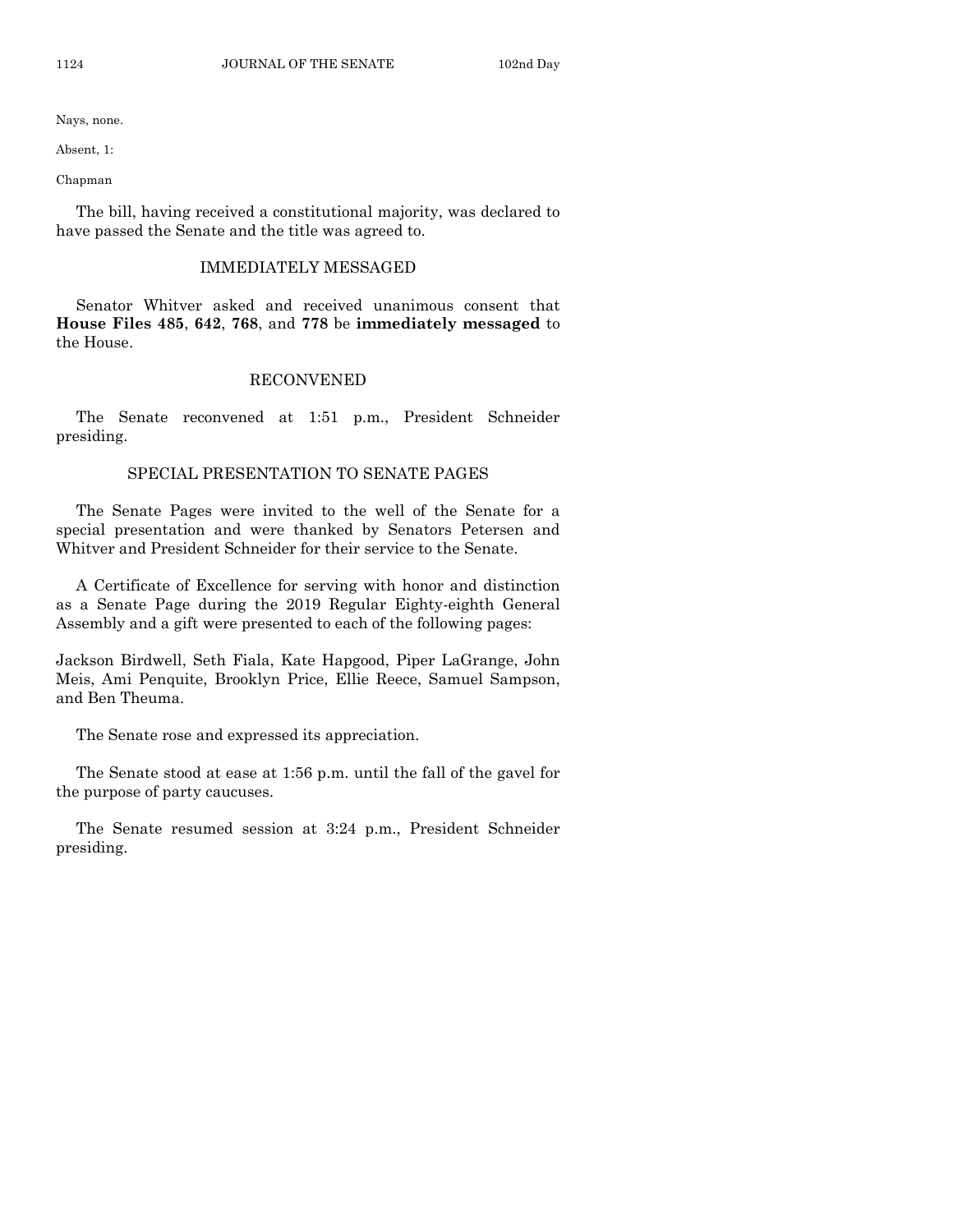Nays, none.

Absent, 1:

Chapman

The bill, having received a constitutional majority, was declared to have passed the Senate and the title was agreed to.

## IMMEDIATELY MESSAGED

Senator Whitver asked and received unanimous consent that **House Files 485**, **642**, **768**, and **778** be **immediately messaged** to the House.

## RECONVENED

The Senate reconvened at 1:51 p.m., President Schneider presiding.

## SPECIAL PRESENTATION TO SENATE PAGES

The Senate Pages were invited to the well of the Senate for a special presentation and were thanked by Senators Petersen and Whitver and President Schneider for their service to the Senate.

A Certificate of Excellence for serving with honor and distinction as a Senate Page during the 2019 Regular Eighty-eighth General Assembly and a gift were presented to each of the following pages:

Jackson Birdwell, Seth Fiala, Kate Hapgood, Piper LaGrange, John Meis, Ami Penquite, Brooklyn Price, Ellie Reece, Samuel Sampson, and Ben Theuma.

The Senate rose and expressed its appreciation.

The Senate stood at ease at 1:56 p.m. until the fall of the gavel for the purpose of party caucuses.

The Senate resumed session at 3:24 p.m., President Schneider presiding.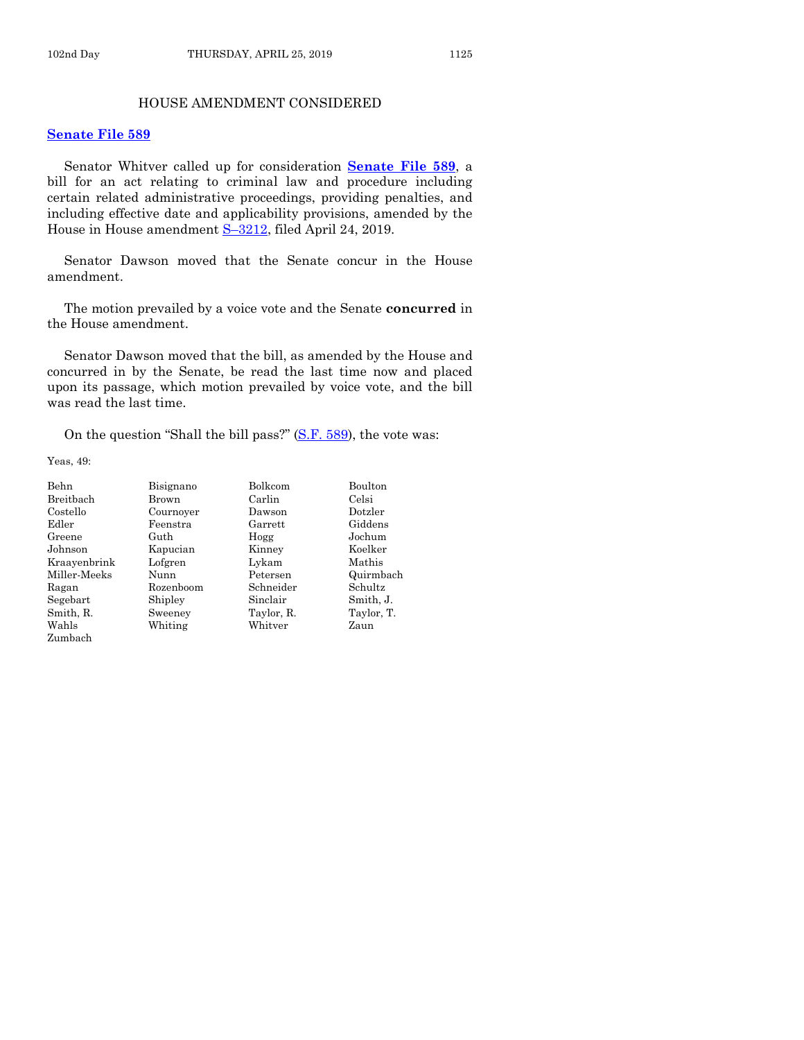## HOUSE AMENDMENT CONSIDERED

**Senate File 589**

Senator Whitver called up for consideration **Senate File 589**, a bill for an act relating to criminal law and procedure including certain related administrative proceedings, providing penalties, and including effective date and applicability provisions, amended by the House in House amendment S–3212, filed April 24, 2019.

Senator Dawson moved that the Senate concur in the House amendment.

The motion prevailed by a voice vote and the Senate **concurred** in the House amendment.

Senator Dawson moved that the bill, as amended by the House and concurred in by the Senate, be read the last time now and placed upon its passage, which motion prevailed by voice vote, and the bill was read the last time.

On the question "Shall the bill pass?" (S.F. 589), the vote was:

Yeas, 49:

| | | | |
|---|---|---|---|
| Behn | Bisignano | Bolkcom | Boulton |
| Breitbach | Brown | Carlin | Celsi |
| Costello | Cournoyer | Dawson | Dotzler |
| Edler | Feenstra | Garrett | Giddens |
| Greene | Guth | Hogg | Jochum |
| Johnson | Kapucian | Kinney | Koelker |
| Kraayenbrink | Lofgren | Lykam | Mathis |
| Miller-Meeks | Nunn | Petersen | Quirmbach |
| Ragan | Rozenboom | Schneider | Schultz |
| Segebart | Shipley | Sinclair | Smith, J. |
| Smith, R. | Sweeney | Taylor, R. | Taylor, T. |
| Wahls | Whiting | Whitver | Zaun |
| Zumbach | | | |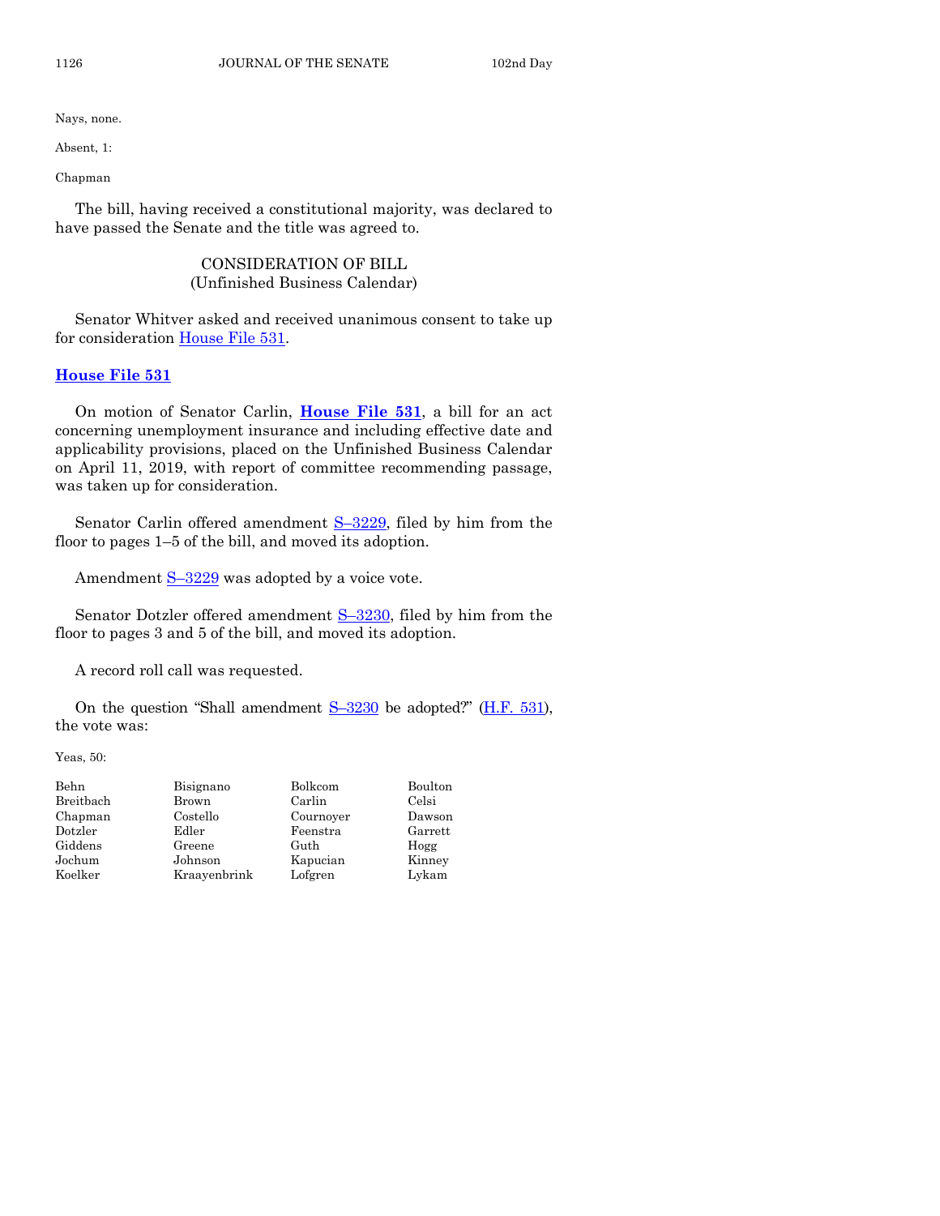Nays, none.

Absent, 1:

Chapman

The bill, having received a constitutional majority, was declared to have passed the Senate and the title was agreed to.

## CONSIDERATION OF BILL
(Unfinished Business Calendar)

Senator Whitver asked and received unanimous consent to take up for consideration House File 531.

### House File 531

On motion of Senator Carlin, **House File 531**, a bill for an act concerning unemployment insurance and including effective date and applicability provisions, placed on the Unfinished Business Calendar on April 11, 2019, with report of committee recommending passage, was taken up for consideration.

Senator Carlin offered amendment S–3229, filed by him from the floor to pages 1–5 of the bill, and moved its adoption.

Amendment S–3229 was adopted by a voice vote.

Senator Dotzler offered amendment S–3230, filed by him from the floor to pages 3 and 5 of the bill, and moved its adoption.

A record roll call was requested.

On the question "Shall amendment S–3230 be adopted?" (H.F. 531), the vote was:

Yeas, 50:

| | | | |
|---|---|---|---|
| Behn | Bisignano | Bolkcom | Boulton |
| Breitbach | Brown | Carlin | Celsi |
| Chapman | Costello | Cournoyer | Dawson |
| Dotzler | Edler | Feenstra | Garrett |
| Giddens | Greene | Guth | Hogg |
| Jochum | Johnson | Kapucian | Kinney |
| Koelker | Kraayenbrink | Lofgren | Lykam |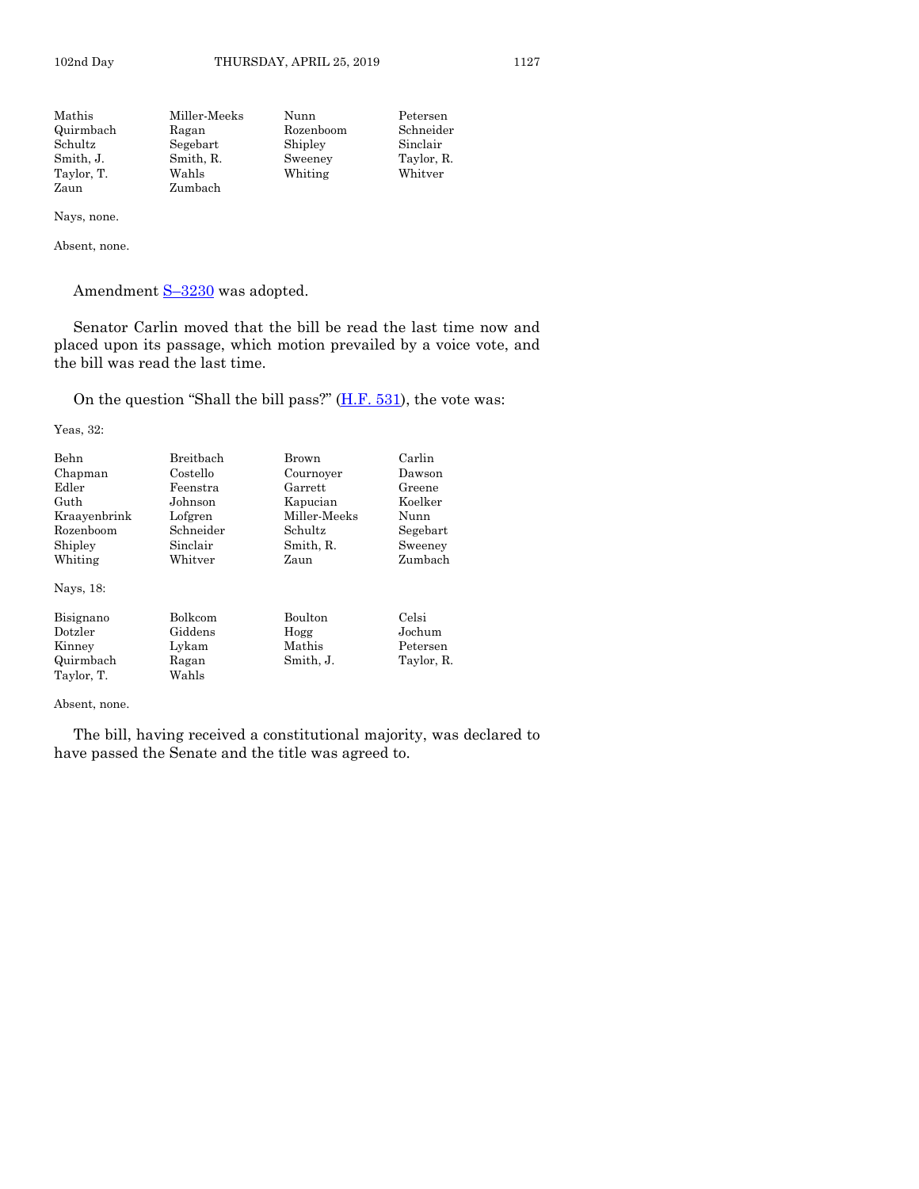| | | | |
|---|---|---|---|
| Mathis | Miller-Meeks | Nunn | Petersen |
| Quirmbach | Ragan | Rozenboom | Schneider |
| Schultz | Segebart | Shipley | Sinclair |
| Smith, J. | Smith, R. | Sweeney | Taylor, R. |
| Taylor, T. | Wahls | Whiting | Whitver |
| Zaun | Zumbach | | |

Nays, none.

Absent, none.

Amendment S–3230 was adopted.

Senator Carlin moved that the bill be read the last time now and placed upon its passage, which motion prevailed by a voice vote, and the bill was read the last time.

On the question "Shall the bill pass?" (H.F. 531), the vote was:

Yeas, 32:

| | | | |
|---|---|---|---|
| Behn | Breitbach | Brown | Carlin |
| Chapman | Costello | Cournoyer | Dawson |
| Edler | Feenstra | Garrett | Greene |
| Guth | Johnson | Kapucian | Koelker |
| Kraayenbrink | Lofgren | Miller-Meeks | Nunn |
| Rozenboom | Schneider | Schultz | Segebart |
| Shipley | Sinclair | Smith, R. | Sweeney |
| Whiting | Whitver | Zaun | Zumbach |

Nays, 18:

| | | | |
|---|---|---|---|
| Bisignano | Bolkcom | Boulton | Celsi |
| Dotzler | Giddens | Hogg | Jochum |
| Kinney | Lykam | Mathis | Petersen |
| Quirmbach | Ragan | Smith, J. | Taylor, R. |
| Taylor, T. | Wahls | | |

Absent, none.

The bill, having received a constitutional majority, was declared to have passed the Senate and the title was agreed to.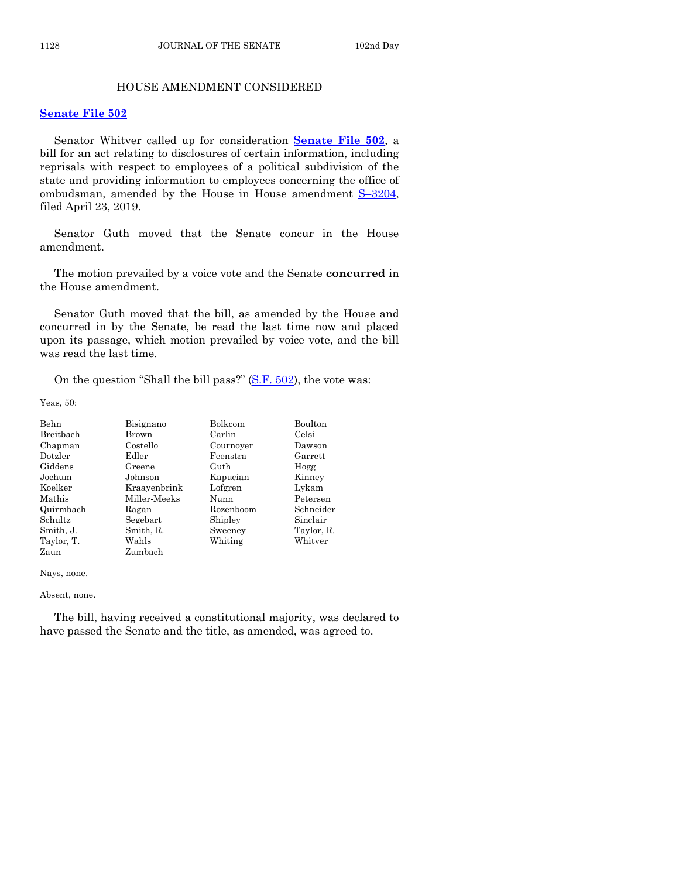## HOUSE AMENDMENT CONSIDERED

**Senate File 502**

Senator Whitver called up for consideration **Senate File 502**, a bill for an act relating to disclosures of certain information, including reprisals with respect to employees of a political subdivision of the state and providing information to employees concerning the office of ombudsman, amended by the House in House amendment S–3204, filed April 23, 2019.

Senator Guth moved that the Senate concur in the House amendment.

The motion prevailed by a voice vote and the Senate **concurred** in the House amendment.

Senator Guth moved that the bill, as amended by the House and concurred in by the Senate, be read the last time now and placed upon its passage, which motion prevailed by voice vote, and the bill was read the last time.

On the question "Shall the bill pass?" (S.F. 502), the vote was:

Yeas, 50:

| | | | |
|---|---|---|---|
| Behn | Bisignano | Bolkcom | Boulton |
| Breitbach | Brown | Carlin | Celsi |
| Chapman | Costello | Cournoyer | Dawson |
| Dotzler | Edler | Feenstra | Garrett |
| Giddens | Greene | Guth | Hogg |
| Jochum | Johnson | Kapucian | Kinney |
| Koelker | Kraayenbrink | Lofgren | Lykam |
| Mathis | Miller-Meeks | Nunn | Petersen |
| Quirmbach | Ragan | Rozenboom | Schneider |
| Schultz | Segebart | Shipley | Sinclair |
| Smith, J. | Smith, R. | Sweeney | Taylor, R. |
| Taylor, T. | Wahls | Whiting | Whitver |
| Zaun | Zumbach | | |

Nays, none.

Absent, none.

The bill, having received a constitutional majority, was declared to have passed the Senate and the title, as amended, was agreed to.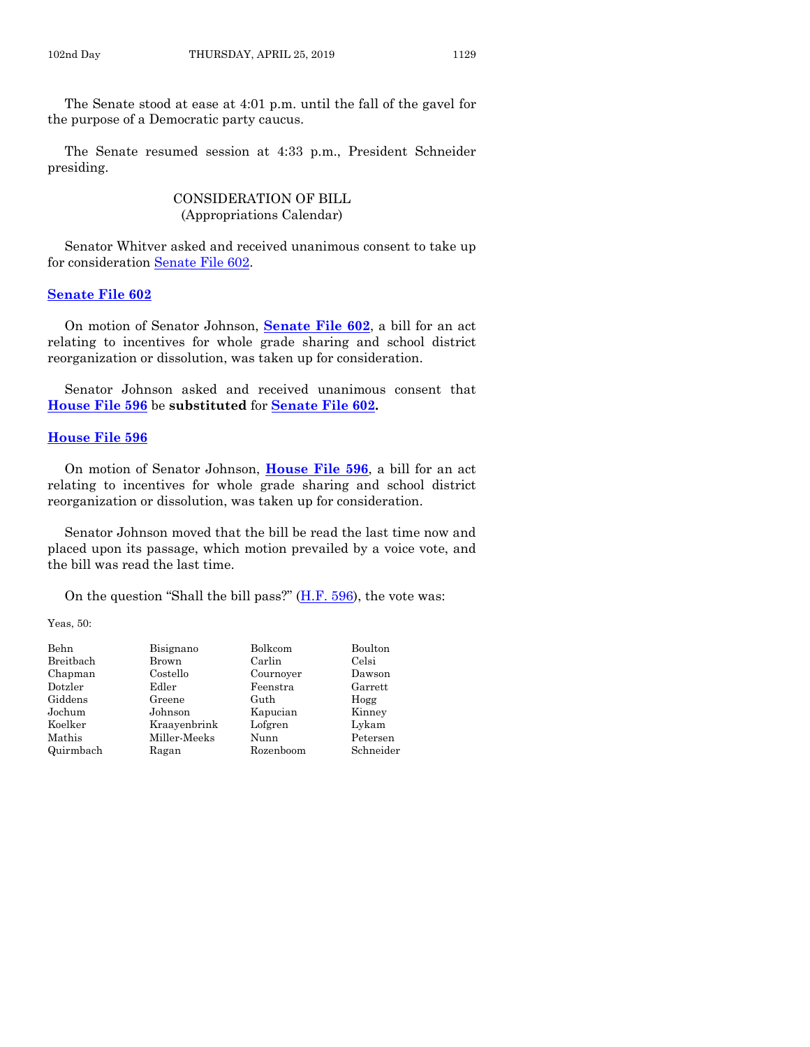The Senate stood at ease at 4:01 p.m. until the fall of the gavel for the purpose of a Democratic party caucus.

The Senate resumed session at 4:33 p.m., President Schneider presiding.

CONSIDERATION OF BILL
(Appropriations Calendar)

Senator Whitver asked and received unanimous consent to take up for consideration Senate File 602.

**Senate File 602**

On motion of Senator Johnson, **Senate File 602**, a bill for an act relating to incentives for whole grade sharing and school district reorganization or dissolution, was taken up for consideration.

Senator Johnson asked and received unanimous consent that **House File 596** be **substituted** for **Senate File 602.**

**House File 596**

On motion of Senator Johnson, **House File 596**, a bill for an act relating to incentives for whole grade sharing and school district reorganization or dissolution, was taken up for consideration.

Senator Johnson moved that the bill be read the last time now and placed upon its passage, which motion prevailed by a voice vote, and the bill was read the last time.

On the question "Shall the bill pass?" (H.F. 596), the vote was:

Yeas, 50:

| | | | |
|---|---|---|---|
| Behn | Bisignano | Bolkcom | Boulton |
| Breitbach | Brown | Carlin | Celsi |
| Chapman | Costello | Cournoyer | Dawson |
| Dotzler | Edler | Feenstra | Garrett |
| Giddens | Greene | Guth | Hogg |
| Jochum | Johnson | Kapucian | Kinney |
| Koelker | Kraayenbrink | Lofgren | Lykam |
| Mathis | Miller-Meeks | Nunn | Petersen |
| Quirmbach | Ragan | Rozenboom | Schneider |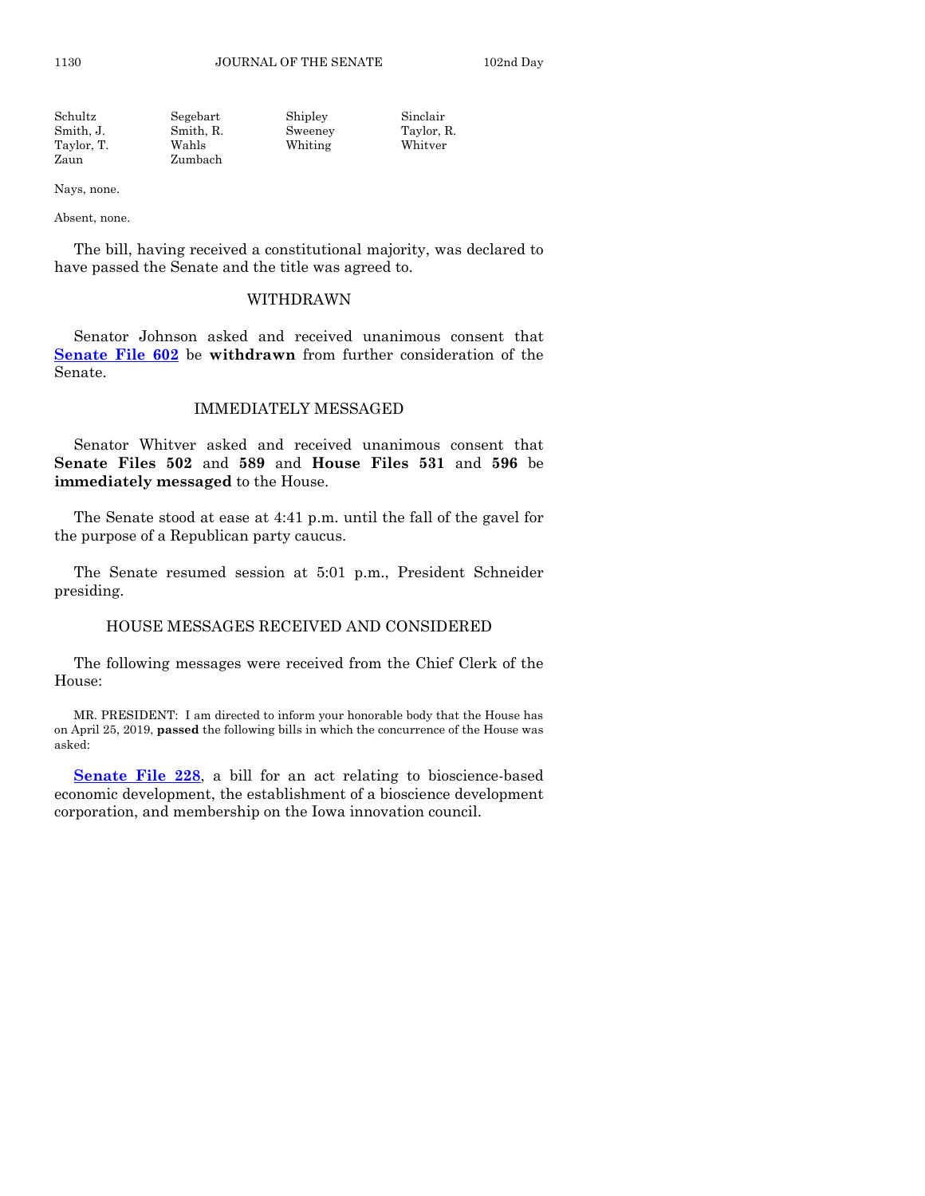| | | | |
|---|---|---|---|
| Schultz | Segebart | Shipley | Sinclair |
| Smith, J. | Smith, R. | Sweeney | Taylor, R. |
| Taylor, T. | Wahls | Whiting | Whitver |
| Zaun | Zumbach | | |

Nays, none.

Absent, none.

The bill, having received a constitutional majority, was declared to have passed the Senate and the title was agreed to.

## WITHDRAWN

Senator Johnson asked and received unanimous consent that **Senate File 602** be **withdrawn** from further consideration of the Senate.

## IMMEDIATELY MESSAGED

Senator Whitver asked and received unanimous consent that **Senate Files 502** and **589** and **House Files 531** and **596** be **immediately messaged** to the House.

The Senate stood at ease at 4:41 p.m. until the fall of the gavel for the purpose of a Republican party caucus.

The Senate resumed session at 5:01 p.m., President Schneider presiding.

## HOUSE MESSAGES RECEIVED AND CONSIDERED

The following messages were received from the Chief Clerk of the House:

MR. PRESIDENT: I am directed to inform your honorable body that the House has on April 25, 2019, **passed** the following bills in which the concurrence of the House was asked:

**Senate File 228**, a bill for an act relating to bioscience-based economic development, the establishment of a bioscience development corporation, and membership on the Iowa innovation council.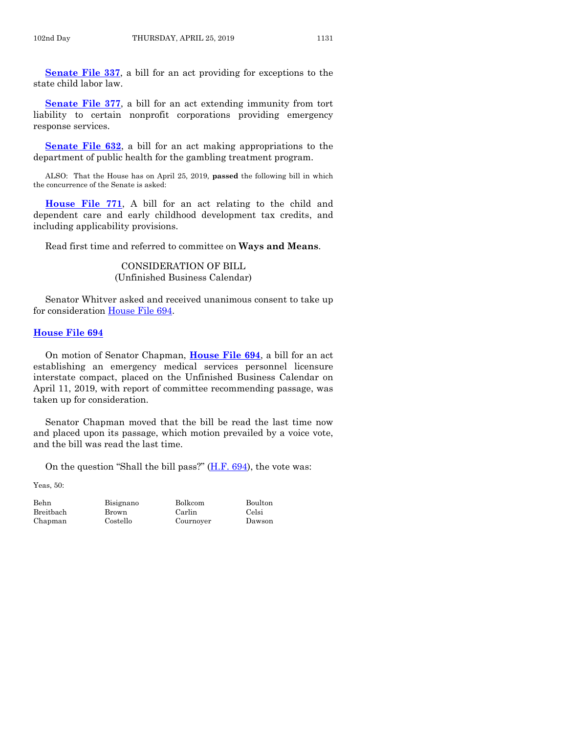**Senate File 337**, a bill for an act providing for exceptions to the state child labor law.

**Senate File 377**, a bill for an act extending immunity from tort liability to certain nonprofit corporations providing emergency response services.

**Senate File 632**, a bill for an act making appropriations to the department of public health for the gambling treatment program.

ALSO: That the House has on April 25, 2019, **passed** the following bill in which the concurrence of the Senate is asked:

**House File 771**, A bill for an act relating to the child and dependent care and early childhood development tax credits, and including applicability provisions.

Read first time and referred to committee on **Ways and Means**.

CONSIDERATION OF BILL
(Unfinished Business Calendar)

Senator Whitver asked and received unanimous consent to take up for consideration House File 694.

**House File 694**

On motion of Senator Chapman, **House File 694**, a bill for an act establishing an emergency medical services personnel licensure interstate compact, placed on the Unfinished Business Calendar on April 11, 2019, with report of committee recommending passage, was taken up for consideration.

Senator Chapman moved that the bill be read the last time now and placed upon its passage, which motion prevailed by a voice vote, and the bill was read the last time.

On the question "Shall the bill pass?" (H.F. 694), the vote was:

Yeas, 50:

| | | | |
|---|---|---|---|
| Behn | Bisignano | Bolkcom | Boulton |
| Breitbach | Brown | Carlin | Celsi |
| Chapman | Costello | Cournoyer | Dawson |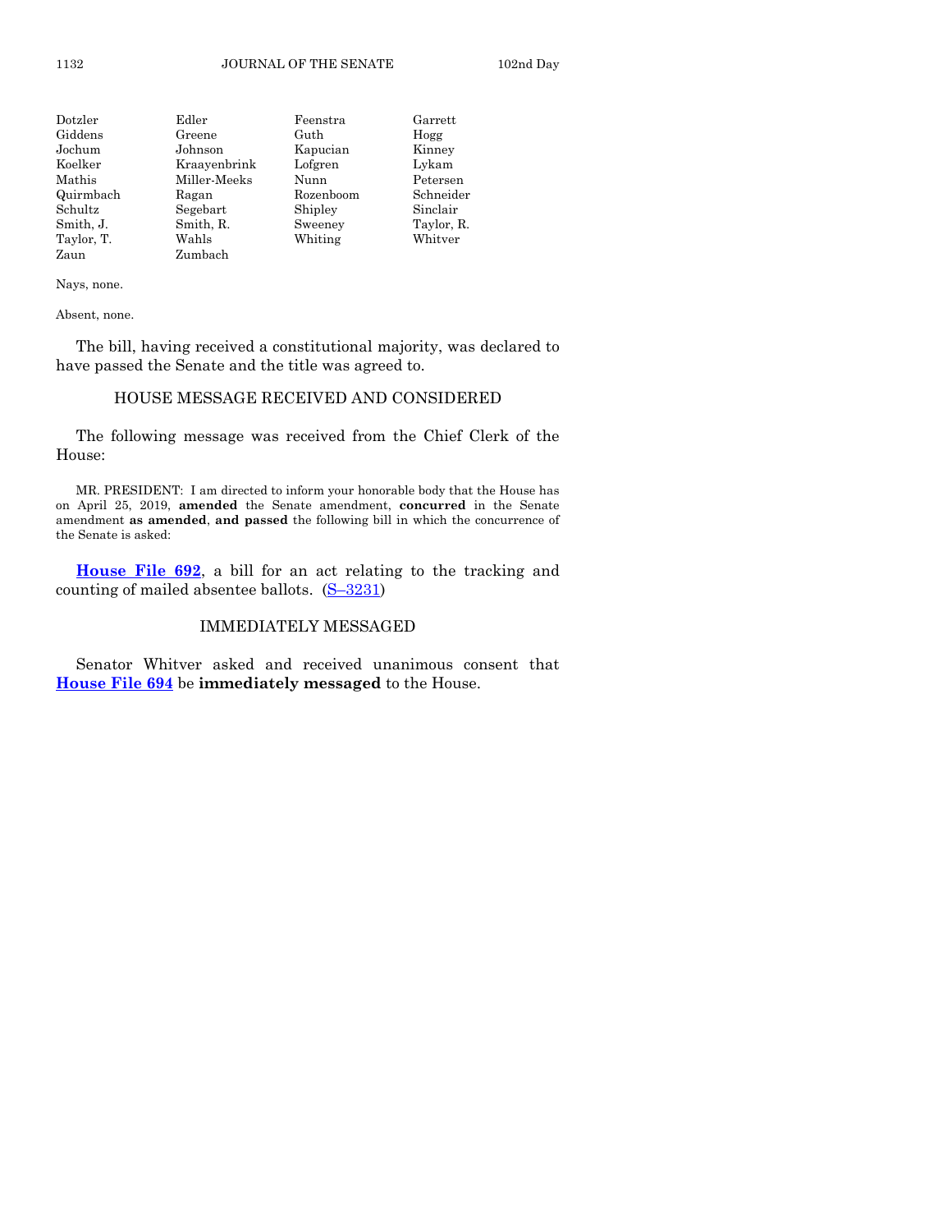| | | | |
|---|---|---|---|
| Dotzler | Edler | Feenstra | Garrett |
| Giddens | Greene | Guth | Hogg |
| Jochum | Johnson | Kapucian | Kinney |
| Koelker | Kraayenbrink | Lofgren | Lykam |
| Mathis | Miller-Meeks | Nunn | Petersen |
| Quirmbach | Ragan | Rozenboom | Schneider |
| Schultz | Segebart | Shipley | Sinclair |
| Smith, J. | Smith, R. | Sweeney | Taylor, R. |
| Taylor, T. | Wahls | Whiting | Whitver |
| Zaun | Zumbach | | |

Nays, none.

Absent, none.

The bill, having received a constitutional majority, was declared to have passed the Senate and the title was agreed to.

## HOUSE MESSAGE RECEIVED AND CONSIDERED

The following message was received from the Chief Clerk of the House:

MR. PRESIDENT: I am directed to inform your honorable body that the House has on April 25, 2019, **amended** the Senate amendment, **concurred** in the Senate amendment **as amended**, **and passed** the following bill in which the concurrence of the Senate is asked:

**House File 692**, a bill for an act relating to the tracking and counting of mailed absentee ballots. (S–3231)

## IMMEDIATELY MESSAGED

Senator Whitver asked and received unanimous consent that **House File 694** be **immediately messaged** to the House.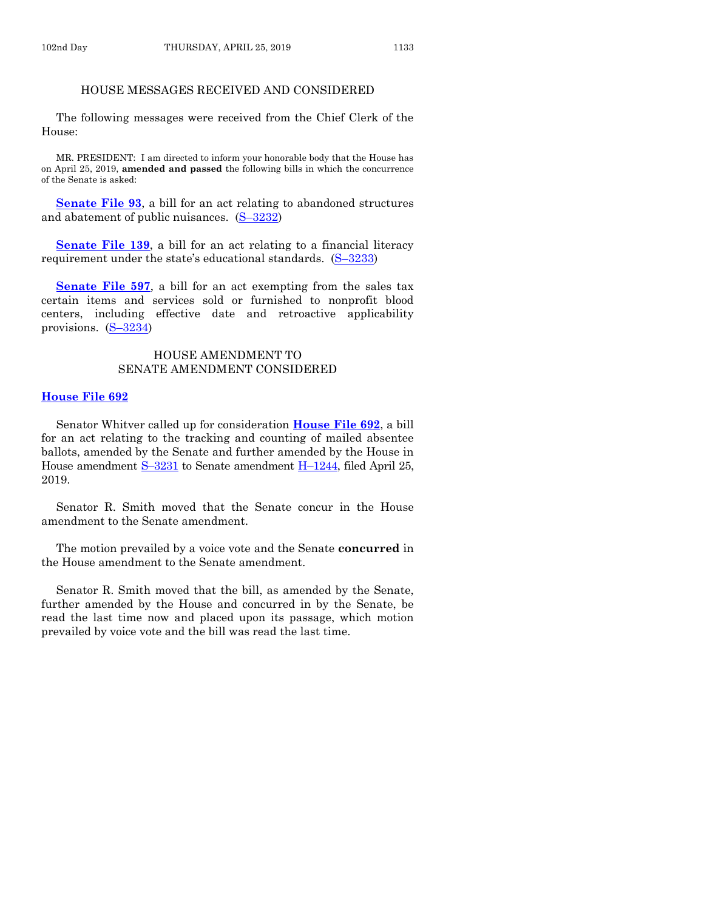## HOUSE MESSAGES RECEIVED AND CONSIDERED

The following messages were received from the Chief Clerk of the House:

MR. PRESIDENT: I am directed to inform your honorable body that the House has on April 25, 2019, **amended and passed** the following bills in which the concurrence of the Senate is asked:

**Senate File 93**, a bill for an act relating to abandoned structures and abatement of public nuisances. (S–3232)

**Senate File 139**, a bill for an act relating to a financial literacy requirement under the state's educational standards. (S–3233)

**Senate File 597**, a bill for an act exempting from the sales tax certain items and services sold or furnished to nonprofit blood centers, including effective date and retroactive applicability provisions. (S–3234)

## HOUSE AMENDMENT TO SENATE AMENDMENT CONSIDERED

### House File 692

Senator Whitver called up for consideration **House File 692**, a bill for an act relating to the tracking and counting of mailed absentee ballots, amended by the Senate and further amended by the House in House amendment S–3231 to Senate amendment H–1244, filed April 25, 2019.

Senator R. Smith moved that the Senate concur in the House amendment to the Senate amendment.

The motion prevailed by a voice vote and the Senate **concurred** in the House amendment to the Senate amendment.

Senator R. Smith moved that the bill, as amended by the Senate, further amended by the House and concurred in by the Senate, be read the last time now and placed upon its passage, which motion prevailed by voice vote and the bill was read the last time.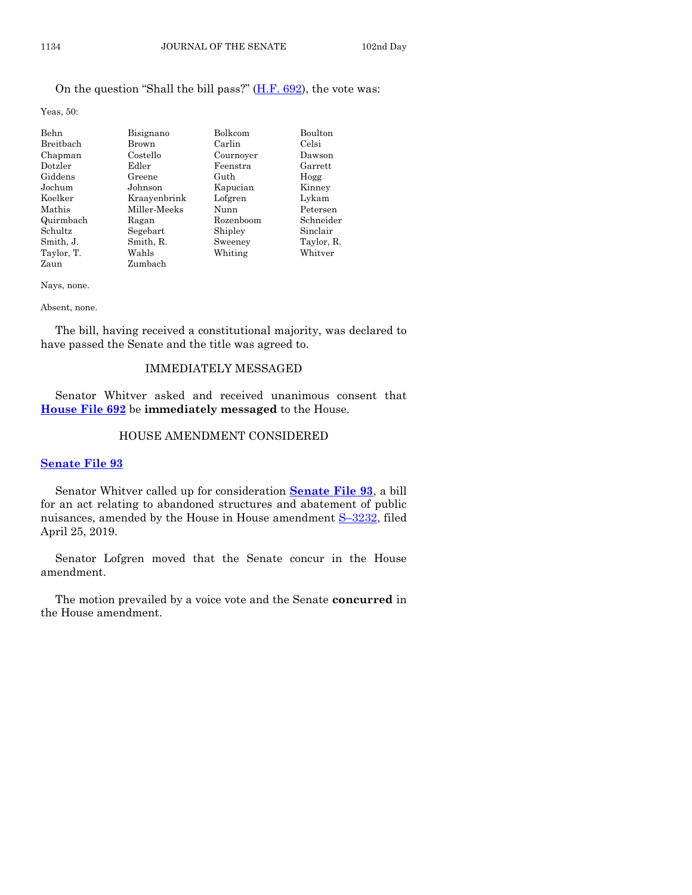On the question "Shall the bill pass?" (H.F. 692), the vote was:

Yeas, 50:

| | | | |
|---|---|---|---|
| Behn | Bisignano | Bolkcom | Boulton |
| Breitbach | Brown | Carlin | Celsi |
| Chapman | Costello | Cournoyer | Dawson |
| Dotzler | Edler | Feenstra | Garrett |
| Giddens | Greene | Guth | Hogg |
| Jochum | Johnson | Kapucian | Kinney |
| Koelker | Kraayenbrink | Lofgren | Lykam |
| Mathis | Miller-Meeks | Nunn | Petersen |
| Quirmbach | Ragan | Rozenboom | Schneider |
| Schultz | Segebart | Shipley | Sinclair |
| Smith, J. | Smith, R. | Sweeney | Taylor, R. |
| Taylor, T. | Wahls | Whiting | Whitver |
| Zaun | Zumbach | | |

Nays, none.

Absent, none.

The bill, having received a constitutional majority, was declared to have passed the Senate and the title was agreed to.

## IMMEDIATELY MESSAGED

Senator Whitver asked and received unanimous consent that **House File 692** be **immediately messaged** to the House.

## HOUSE AMENDMENT CONSIDERED

**Senate File 93**

Senator Whitver called up for consideration **Senate File 93**, a bill for an act relating to abandoned structures and abatement of public nuisances, amended by the House in House amendment S–3232, filed April 25, 2019.

Senator Lofgren moved that the Senate concur in the House amendment.

The motion prevailed by a voice vote and the Senate **concurred** in the House amendment.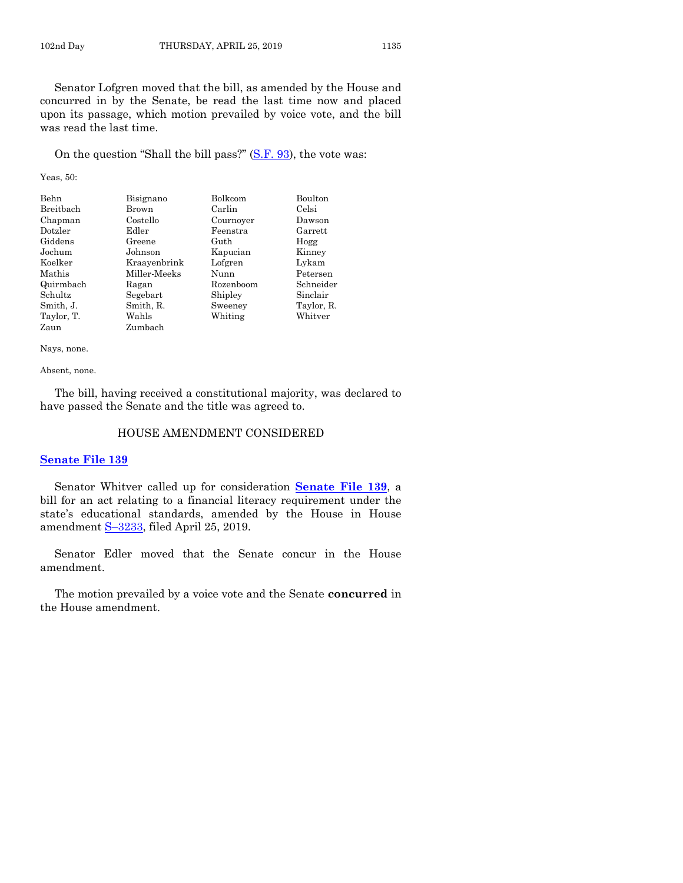Senator Lofgren moved that the bill, as amended by the House and concurred in by the Senate, be read the last time now and placed upon its passage, which motion prevailed by voice vote, and the bill was read the last time.

On the question "Shall the bill pass?" (S.F. 93), the vote was:

Yeas, 50:

| | | | |
|---|---|---|---|
| Behn | Bisignano | Bolkcom | Boulton |
| Breitbach | Brown | Carlin | Celsi |
| Chapman | Costello | Cournoyer | Dawson |
| Dotzler | Edler | Feenstra | Garrett |
| Giddens | Greene | Guth | Hogg |
| Jochum | Johnson | Kapucian | Kinney |
| Koelker | Kraayenbrink | Lofgren | Lykam |
| Mathis | Miller-Meeks | Nunn | Petersen |
| Quirmbach | Ragan | Rozenboom | Schneider |
| Schultz | Segebart | Shipley | Sinclair |
| Smith, J. | Smith, R. | Sweeney | Taylor, R. |
| Taylor, T. | Wahls | Whiting | Whitver |
| Zaun | Zumbach | | |

Nays, none.

Absent, none.

The bill, having received a constitutional majority, was declared to have passed the Senate and the title was agreed to.

## HOUSE AMENDMENT CONSIDERED

### Senate File 139

Senator Whitver called up for consideration **Senate File 139**, a bill for an act relating to a financial literacy requirement under the state's educational standards, amended by the House in House amendment S–3233, filed April 25, 2019.

Senator Edler moved that the Senate concur in the House amendment.

The motion prevailed by a voice vote and the Senate **concurred** in the House amendment.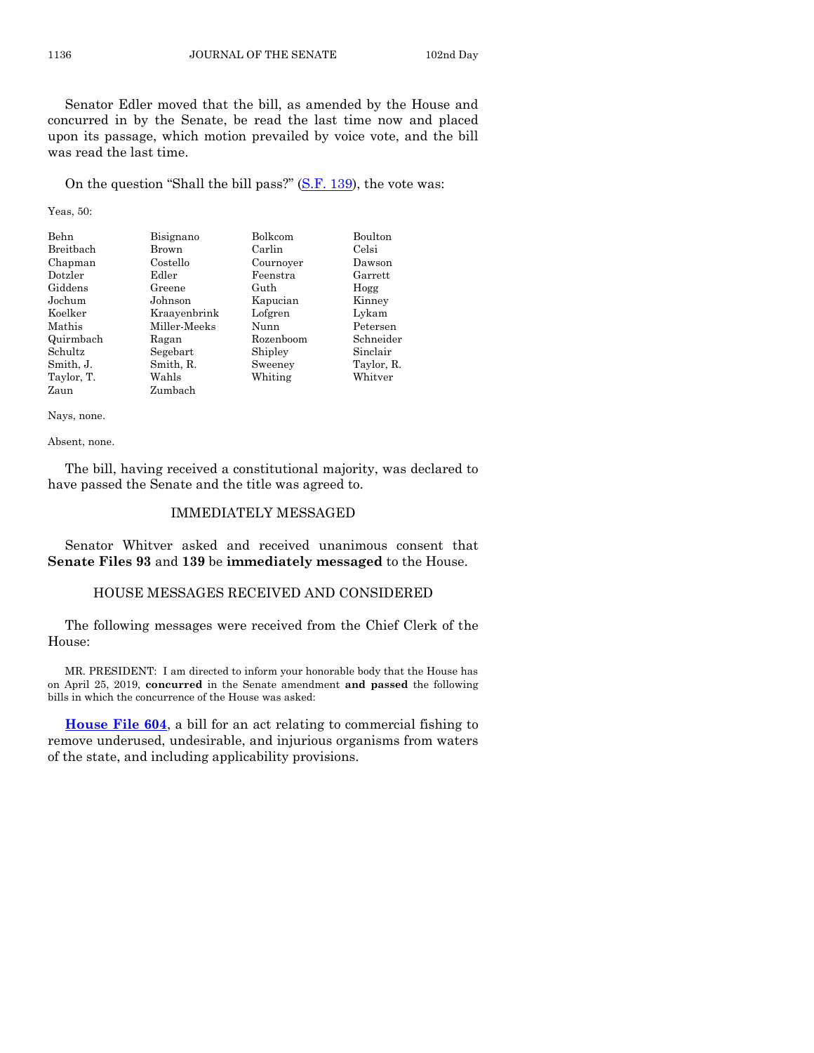Senator Edler moved that the bill, as amended by the House and concurred in by the Senate, be read the last time now and placed upon its passage, which motion prevailed by voice vote, and the bill was read the last time.

On the question "Shall the bill pass?" (S.F. 139), the vote was:

Yeas, 50:

| | | | |
|---|---|---|---|
| Behn | Bisignano | Bolkcom | Boulton |
| Breitbach | Brown | Carlin | Celsi |
| Chapman | Costello | Cournoyer | Dawson |
| Dotzler | Edler | Feenstra | Garrett |
| Giddens | Greene | Guth | Hogg |
| Jochum | Johnson | Kapucian | Kinney |
| Koelker | Kraayenbrink | Lofgren | Lykam |
| Mathis | Miller-Meeks | Nunn | Petersen |
| Quirmbach | Ragan | Rozenboom | Schneider |
| Schultz | Segebart | Shipley | Sinclair |
| Smith, J. | Smith, R. | Sweeney | Taylor, R. |
| Taylor, T. | Wahls | Whiting | Whitver |
| Zaun | Zumbach | | |

Nays, none.

Absent, none.

The bill, having received a constitutional majority, was declared to have passed the Senate and the title was agreed to.

## IMMEDIATELY MESSAGED

Senator Whitver asked and received unanimous consent that **Senate Files 93** and **139** be **immediately messaged** to the House.

## HOUSE MESSAGES RECEIVED AND CONSIDERED

The following messages were received from the Chief Clerk of the House:

MR. PRESIDENT: I am directed to inform your honorable body that the House has on April 25, 2019, **concurred** in the Senate amendment **and passed** the following bills in which the concurrence of the House was asked:

**House File 604**, a bill for an act relating to commercial fishing to remove underused, undesirable, and injurious organisms from waters of the state, and including applicability provisions.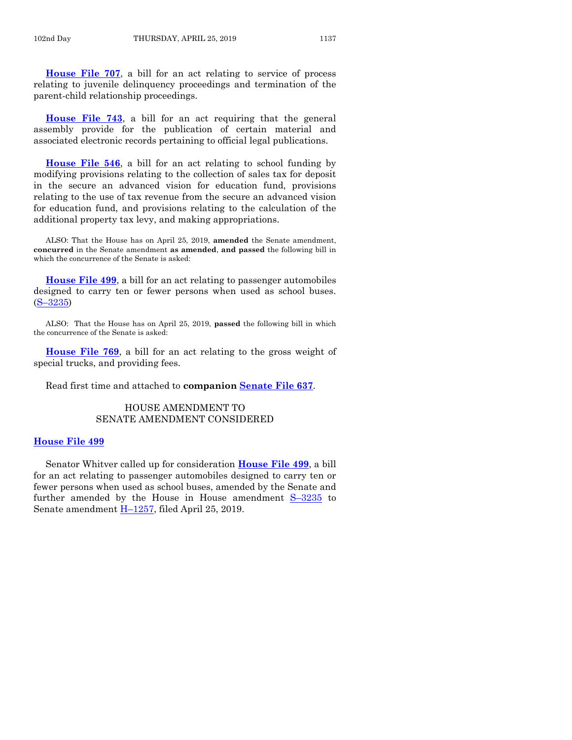**House File 707**, a bill for an act relating to service of process relating to juvenile delinquency proceedings and termination of the parent-child relationship proceedings.

**House File 743**, a bill for an act requiring that the general assembly provide for the publication of certain material and associated electronic records pertaining to official legal publications.

**House File 546**, a bill for an act relating to school funding by modifying provisions relating to the collection of sales tax for deposit in the secure an advanced vision for education fund, provisions relating to the use of tax revenue from the secure an advanced vision for education fund, and provisions relating to the calculation of the additional property tax levy, and making appropriations.

ALSO: That the House has on April 25, 2019, **amended** the Senate amendment, **concurred** in the Senate amendment **as amended**, **and passed** the following bill in which the concurrence of the Senate is asked:

**House File 499**, a bill for an act relating to passenger automobiles designed to carry ten or fewer persons when used as school buses. (S–3235)

ALSO: That the House has on April 25, 2019, **passed** the following bill in which the concurrence of the Senate is asked:

**House File 769**, a bill for an act relating to the gross weight of special trucks, and providing fees.

Read first time and attached to **companion Senate File 637**.

## HOUSE AMENDMENT TO SENATE AMENDMENT CONSIDERED

### House File 499

Senator Whitver called up for consideration **House File 499**, a bill for an act relating to passenger automobiles designed to carry ten or fewer persons when used as school buses, amended by the Senate and further amended by the House in House amendment S–3235 to Senate amendment H–1257, filed April 25, 2019.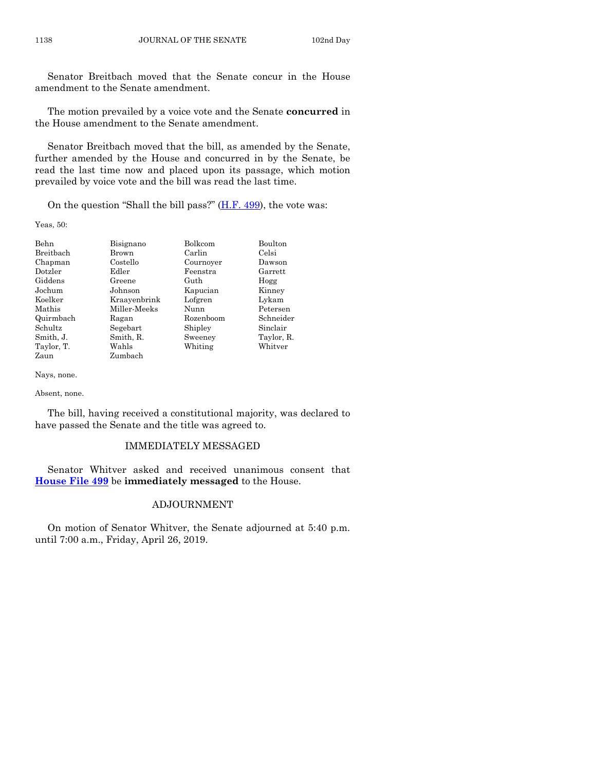Senator Breitbach moved that the Senate concur in the House amendment to the Senate amendment.

The motion prevailed by a voice vote and the Senate **concurred** in the House amendment to the Senate amendment.

Senator Breitbach moved that the bill, as amended by the Senate, further amended by the House and concurred in by the Senate, be read the last time now and placed upon its passage, which motion prevailed by voice vote and the bill was read the last time.

On the question "Shall the bill pass?" (H.F. 499), the vote was:

Yeas, 50:

| | | | |
|---|---|---|---|
| Behn | Bisignano | Bolkcom | Boulton |
| Breitbach | Brown | Carlin | Celsi |
| Chapman | Costello | Cournoyer | Dawson |
| Dotzler | Edler | Feenstra | Garrett |
| Giddens | Greene | Guth | Hogg |
| Jochum | Johnson | Kapucian | Kinney |
| Koelker | Kraayenbrink | Lofgren | Lykam |
| Mathis | Miller-Meeks | Nunn | Petersen |
| Quirmbach | Ragan | Rozenboom | Schneider |
| Schultz | Segebart | Shipley | Sinclair |
| Smith, J. | Smith, R. | Sweeney | Taylor, R. |
| Taylor, T. | Wahls | Whiting | Whitver |
| Zaun | Zumbach | | |

Nays, none.

Absent, none.

The bill, having received a constitutional majority, was declared to have passed the Senate and the title was agreed to.

## IMMEDIATELY MESSAGED

Senator Whitver asked and received unanimous consent that **House File 499** be **immediately messaged** to the House.

## ADJOURNMENT

On motion of Senator Whitver, the Senate adjourned at 5:40 p.m. until 7:00 a.m., Friday, April 26, 2019.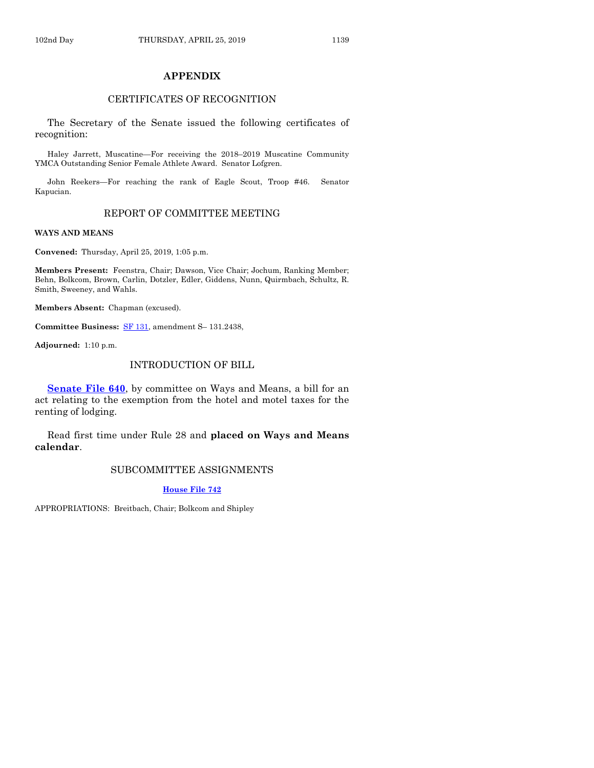## APPENDIX

### CERTIFICATES OF RECOGNITION

The Secretary of the Senate issued the following certificates of recognition:

Haley Jarrett, Muscatine—For receiving the 2018–2019 Muscatine Community YMCA Outstanding Senior Female Athlete Award. Senator Lofgren.

John Reekers—For reaching the rank of Eagle Scout, Troop #46. Senator Kapucian.

### REPORT OF COMMITTEE MEETING

**WAYS AND MEANS**

**Convened:** Thursday, April 25, 2019, 1:05 p.m.

**Members Present:** Feenstra, Chair; Dawson, Vice Chair; Jochum, Ranking Member; Behn, Bolkcom, Brown, Carlin, Dotzler, Edler, Giddens, Nunn, Quirmbach, Schultz, R. Smith, Sweeney, and Wahls.

**Members Absent:** Chapman (excused).

**Committee Business:** SF 131, amendment S– 131.2438,

**Adjourned:** 1:10 p.m.

### INTRODUCTION OF BILL

**Senate File 640**, by committee on Ways and Means, a bill for an act relating to the exemption from the hotel and motel taxes for the renting of lodging.

Read first time under Rule 28 and **placed on Ways and Means calendar**.

### SUBCOMMITTEE ASSIGNMENTS

**House File 742**

APPROPRIATIONS: Breitbach, Chair; Bolkcom and Shipley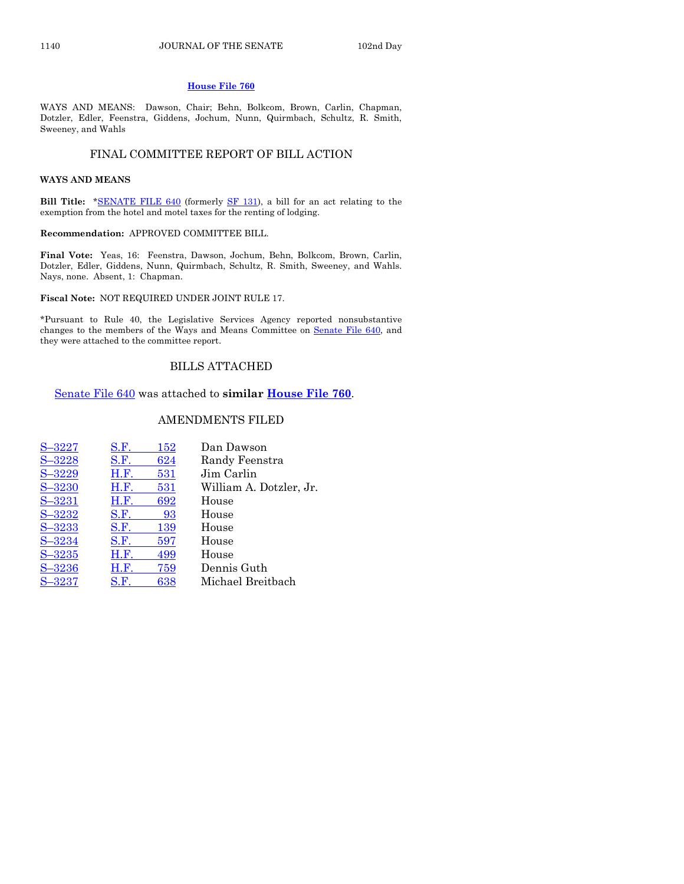**House File 760**

WAYS AND MEANS: Dawson, Chair; Behn, Bolkcom, Brown, Carlin, Chapman, Dotzler, Edler, Feenstra, Giddens, Jochum, Nunn, Quirmbach, Schultz, R. Smith, Sweeney, and Wahls

## FINAL COMMITTEE REPORT OF BILL ACTION

**WAYS AND MEANS**

**Bill Title:** *SENATE FILE 640 (formerly SF 131), a bill for an act relating to the exemption from the hotel and motel taxes for the renting of lodging.

**Recommendation:** APPROVED COMMITTEE BILL.

**Final Vote:** Yeas, 16: Feenstra, Dawson, Jochum, Behn, Bolkcom, Brown, Carlin, Dotzler, Edler, Giddens, Nunn, Quirmbach, Schultz, R. Smith, Sweeney, and Wahls. Nays, none. Absent, 1: Chapman.

**Fiscal Note:** NOT REQUIRED UNDER JOINT RULE 17.

*Pursuant to Rule 40, the Legislative Services Agency reported nonsubstantive changes to the members of the Ways and Means Committee on Senate File 640, and they were attached to the committee report.

## BILLS ATTACHED

Senate File 640 was attached to **similar House File 760**.

## AMENDMENTS FILED

| | | | |
|---|---|---|---|
| S–3227 | S.F. | 152 | Dan Dawson |
| S–3228 | S.F. | 624 | Randy Feenstra |
| S–3229 | H.F. | 531 | Jim Carlin |
| S–3230 | H.F. | 531 | William A. Dotzler, Jr. |
| S–3231 | H.F. | 692 | House |
| S–3232 | S.F. | 93 | House |
| S–3233 | S.F. | 139 | House |
| S–3234 | S.F. | 597 | House |
| S–3235 | H.F. | 499 | House |
| S–3236 | H.F. | 759 | Dennis Guth |
| S–3237 | S.F. | 638 | Michael Breitbach |